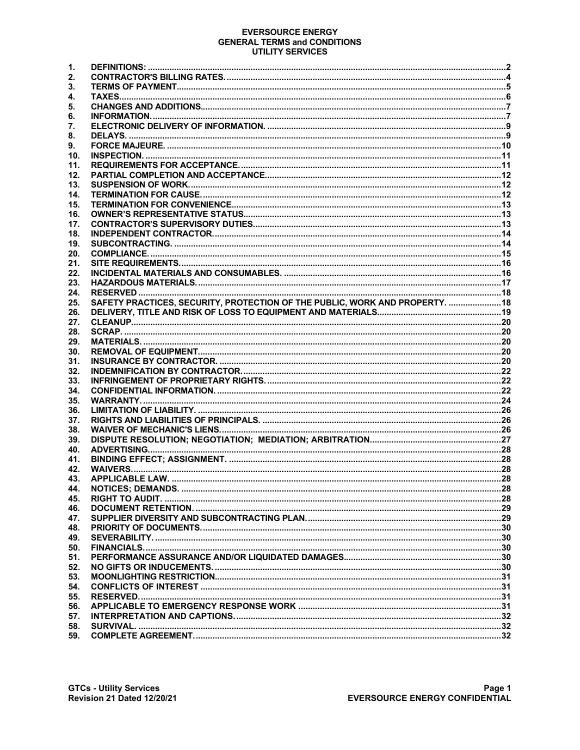# EVERSOURCE ENERGY
## GENERAL TERMS and CONDITIONS
## UTILITY SERVICES

| | | |
|---|---|---|
| 1. | DEFINITIONS: | 2 |
| 2. | CONTRACTOR'S BILLING RATES. | 4 |
| 3. | TERMS OF PAYMENT | 5 |
| 4. | TAXES | 6 |
| 5. | CHANGES AND ADDITIONS | 7 |
| 6. | INFORMATION. | 7 |
| 7. | ELECTRONIC DELIVERY OF INFORMATION. | 9 |
| 8. | DELAYS. | 9 |
| 9. | FORCE MAJEURE. | 10 |
| 10. | INSPECTION. | 11 |
| 11. | REQUIREMENTS FOR ACCEPTANCE. | 11 |
| 12. | PARTIAL COMPLETION AND ACCEPTANCE | 12 |
| 13. | SUSPENSION OF WORK. | 12 |
| 14. | TERMINATION FOR CAUSE. | 12 |
| 15. | TERMINATION FOR CONVENIENCE | 13 |
| 16. | OWNER'S REPRESENTATIVE STATUS | 13 |
| 17. | CONTRACTOR'S SUPERVISORY DUTIES | 13 |
| 18. | INDEPENDENT CONTRACTOR. | 14 |
| 19. | SUBCONTRACTING. | 14 |
| 20. | COMPLIANCE. | 15 |
| 21. | SITE REQUIREMENTS. | 16 |
| 22. | INCIDENTAL MATERIALS AND CONSUMABLES. | 16 |
| 23. | HAZARDOUS MATERIALS. | 17 |
| 24. | RESERVED | 18 |
| 25. | SAFETY PRACTICES, SECURITY, PROTECTION OF THE PUBLIC, WORK AND PROPERTY. | 18 |
| 26. | DELIVERY, TITLE AND RISK OF LOSS TO EQUIPMENT AND MATERIALS | 19 |
| 27. | CLEANUP | 20 |
| 28. | SCRAP. | 20 |
| 29. | MATERIALS. | 20 |
| 30. | REMOVAL OF EQUIPMENT | 20 |
| 31. | INSURANCE BY CONTRACTOR. | 20 |
| 32. | INDEMNIFICATION BY CONTRACTOR. | 22 |
| 33. | INFRINGEMENT OF PROPRIETARY RIGHTS. | 22 |
| 34. | CONFIDENTIAL INFORMATION. | 22 |
| 35. | WARRANTY. | 24 |
| 36. | LIMITATION OF LIABILITY. | 26 |
| 37. | RIGHTS AND LIABILITIES OF PRINCIPALS. | 26 |
| 38. | WAIVER OF MECHANIC'S LIENS. | 26 |
| 39. | DISPUTE RESOLUTION; NEGOTIATION; MEDIATION; ARBITRATION. | 27 |
| 40. | ADVERTISING. | 28 |
| 41. | BINDING EFFECT; ASSIGNMENT. | 28 |
| 42. | WAIVERS. | 28 |
| 43. | APPLICABLE LAW. | 28 |
| 44. | NOTICES; DEMANDS. | 28 |
| 45. | RIGHT TO AUDIT. | 28 |
| 46. | DOCUMENT RETENTION. | 29 |
| 47. | SUPPLIER DIVERSITY AND SUBCONTRACTING PLAN. | 29 |
| 48. | PRIORITY OF DOCUMENTS. | 30 |
| 49. | SEVERABILITY. | 30 |
| 50. | FINANCIALS. | 30 |
| 51. | PERFORMANCE ASSURANCE AND/OR LIQUIDATED DAMAGES | 30 |
| 52. | NO GIFTS OR INDUCEMENTS. | 30 |
| 53. | MOONLIGHTING RESTRICTION. | 31 |
| 54. | CONFLICTS OF INTEREST | 31 |
| 55. | RESERVED. | 31 |
| 56. | APPLICABLE TO EMERGENCY RESPONSE WORK | 31 |
| 57. | INTERPRETATION AND CAPTIONS. | 32 |
| 58. | SURVIVAL. | 32 |
| 59. | COMPLETE AGREEMENT. | 32 |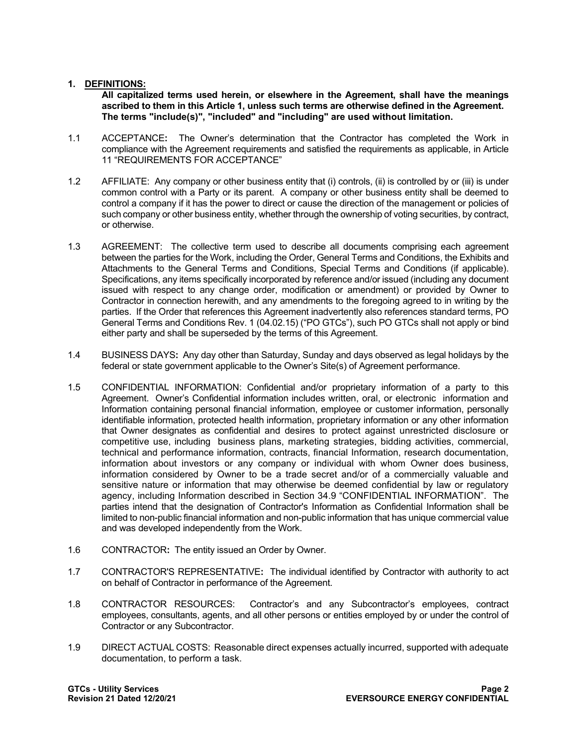## 1. DEFINITIONS:

**All capitalized terms used herein, or elsewhere in the Agreement, shall have the meanings ascribed to them in this Article 1, unless such terms are otherwise defined in the Agreement. The terms "include(s)", "included" and "including" are used without limitation.**

1.1 ACCEPTANCE**:** The Owner's determination that the Contractor has completed the Work in compliance with the Agreement requirements and satisfied the requirements as applicable, in Article 11 "REQUIREMENTS FOR ACCEPTANCE"

1.2 AFFILIATE: Any company or other business entity that (i) controls, (ii) is controlled by or (iii) is under common control with a Party or its parent. A company or other business entity shall be deemed to control a company if it has the power to direct or cause the direction of the management or policies of such company or other business entity, whether through the ownership of voting securities, by contract, or otherwise.

1.3 AGREEMENT: The collective term used to describe all documents comprising each agreement between the parties for the Work, including the Order, General Terms and Conditions, the Exhibits and Attachments to the General Terms and Conditions, Special Terms and Conditions (if applicable). Specifications, any items specifically incorporated by reference and/or issued (including any document issued with respect to any change order, modification or amendment) or provided by Owner to Contractor in connection herewith, and any amendments to the foregoing agreed to in writing by the parties. If the Order that references this Agreement inadvertently also references standard terms, PO General Terms and Conditions Rev. 1 (04.02.15) ("PO GTCs"), such PO GTCs shall not apply or bind either party and shall be superseded by the terms of this Agreement.

1.4 BUSINESS DAYS**:** Any day other than Saturday, Sunday and days observed as legal holidays by the federal or state government applicable to the Owner's Site(s) of Agreement performance.

1.5 CONFIDENTIAL INFORMATION: Confidential and/or proprietary information of a party to this Agreement. Owner's Confidential information includes written, oral, or electronic information and Information containing personal financial information, employee or customer information, personally identifiable information, protected health information, proprietary information or any other information that Owner designates as confidential and desires to protect against unrestricted disclosure or competitive use, including business plans, marketing strategies, bidding activities, commercial, technical and performance information, contracts, financial Information, research documentation, information about investors or any company or individual with whom Owner does business, information considered by Owner to be a trade secret and/or of a commercially valuable and sensitive nature or information that may otherwise be deemed confidential by law or regulatory agency, including Information described in Section 34.9 "CONFIDENTIAL INFORMATION". The parties intend that the designation of Contractor's Information as Confidential Information shall be limited to non-public financial information and non-public information that has unique commercial value and was developed independently from the Work.

1.6 CONTRACTOR**:** The entity issued an Order by Owner.

1.7 CONTRACTOR'S REPRESENTATIVE**:** The individual identified by Contractor with authority to act on behalf of Contractor in performance of the Agreement.

1.8 CONTRACTOR RESOURCES: Contractor's and any Subcontractor's employees, contract employees, consultants, agents, and all other persons or entities employed by or under the control of Contractor or any Subcontractor.

1.9 DIRECT ACTUAL COSTS: Reasonable direct expenses actually incurred, supported with adequate documentation, to perform a task.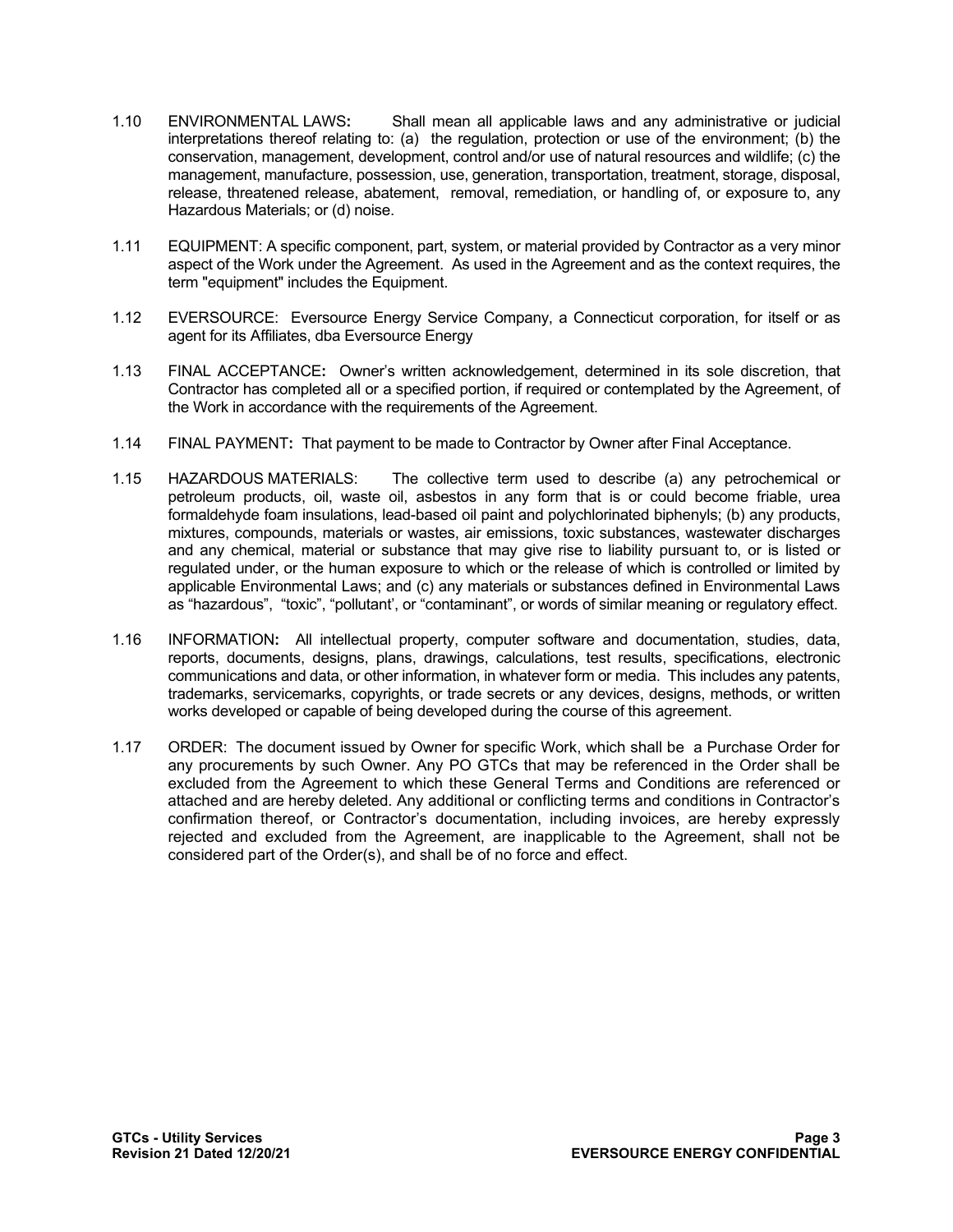1.10 ENVIRONMENTAL LAWS**:** Shall mean all applicable laws and any administrative or judicial interpretations thereof relating to: (a) the regulation, protection or use of the environment; (b) the conservation, management, development, control and/or use of natural resources and wildlife; (c) the management, manufacture, possession, use, generation, transportation, treatment, storage, disposal, release, threatened release, abatement, removal, remediation, or handling of, or exposure to, any Hazardous Materials; or (d) noise.

1.11 EQUIPMENT: A specific component, part, system, or material provided by Contractor as a very minor aspect of the Work under the Agreement. As used in the Agreement and as the context requires, the term "equipment" includes the Equipment.

1.12 EVERSOURCE: Eversource Energy Service Company, a Connecticut corporation, for itself or as agent for its Affiliates, dba Eversource Energy

1.13 FINAL ACCEPTANCE**:** Owner's written acknowledgement, determined in its sole discretion, that Contractor has completed all or a specified portion, if required or contemplated by the Agreement, of the Work in accordance with the requirements of the Agreement.

1.14 FINAL PAYMENT**:** That payment to be made to Contractor by Owner after Final Acceptance.

1.15 HAZARDOUS MATERIALS: The collective term used to describe (a) any petrochemical or petroleum products, oil, waste oil, asbestos in any form that is or could become friable, urea formaldehyde foam insulations, lead-based oil paint and polychlorinated biphenyls; (b) any products, mixtures, compounds, materials or wastes, air emissions, toxic substances, wastewater discharges and any chemical, material or substance that may give rise to liability pursuant to, or is listed or regulated under, or the human exposure to which or the release of which is controlled or limited by applicable Environmental Laws; and (c) any materials or substances defined in Environmental Laws as "hazardous", "toxic", "pollutant', or "contaminant", or words of similar meaning or regulatory effect.

1.16 INFORMATION**:** All intellectual property, computer software and documentation, studies, data, reports, documents, designs, plans, drawings, calculations, test results, specifications, electronic communications and data, or other information, in whatever form or media. This includes any patents, trademarks, servicemarks, copyrights, or trade secrets or any devices, designs, methods, or written works developed or capable of being developed during the course of this agreement.

1.17 ORDER: The document issued by Owner for specific Work, which shall be a Purchase Order for any procurements by such Owner. Any PO GTCs that may be referenced in the Order shall be excluded from the Agreement to which these General Terms and Conditions are referenced or attached and are hereby deleted. Any additional or conflicting terms and conditions in Contractor's confirmation thereof, or Contractor's documentation, including invoices, are hereby expressly rejected and excluded from the Agreement, are inapplicable to the Agreement, shall not be considered part of the Order(s), and shall be of no force and effect.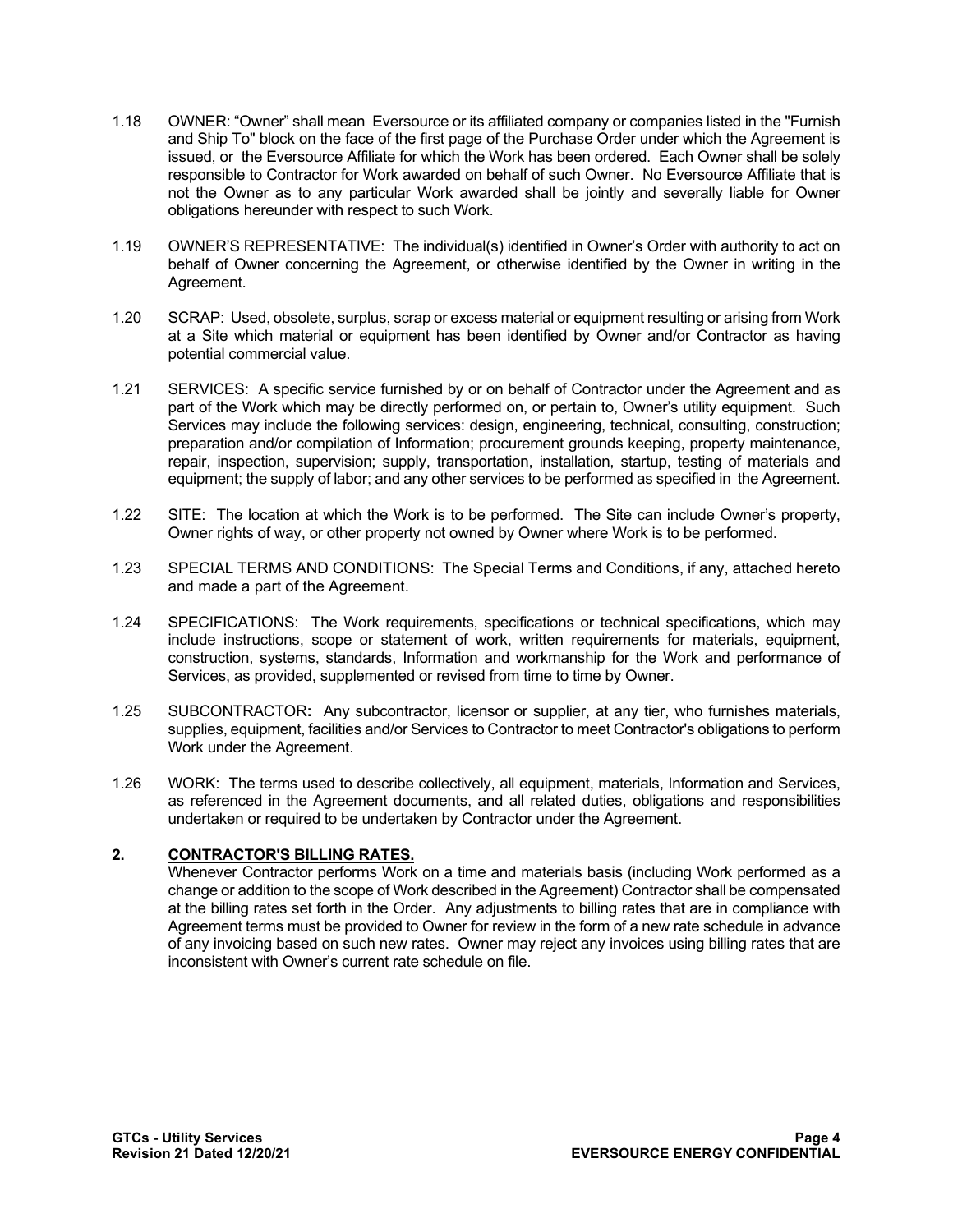1.18 OWNER: "Owner" shall mean Eversource or its affiliated company or companies listed in the "Furnish and Ship To" block on the face of the first page of the Purchase Order under which the Agreement is issued, or the Eversource Affiliate for which the Work has been ordered. Each Owner shall be solely responsible to Contractor for Work awarded on behalf of such Owner. No Eversource Affiliate that is not the Owner as to any particular Work awarded shall be jointly and severally liable for Owner obligations hereunder with respect to such Work.

1.19 OWNER'S REPRESENTATIVE: The individual(s) identified in Owner's Order with authority to act on behalf of Owner concerning the Agreement, or otherwise identified by the Owner in writing in the Agreement.

1.20 SCRAP: Used, obsolete, surplus, scrap or excess material or equipment resulting or arising from Work at a Site which material or equipment has been identified by Owner and/or Contractor as having potential commercial value.

1.21 SERVICES: A specific service furnished by or on behalf of Contractor under the Agreement and as part of the Work which may be directly performed on, or pertain to, Owner's utility equipment. Such Services may include the following services: design, engineering, technical, consulting, construction; preparation and/or compilation of Information; procurement grounds keeping, property maintenance, repair, inspection, supervision; supply, transportation, installation, startup, testing of materials and equipment; the supply of labor; and any other services to be performed as specified in the Agreement.

1.22 SITE: The location at which the Work is to be performed. The Site can include Owner's property, Owner rights of way, or other property not owned by Owner where Work is to be performed.

1.23 SPECIAL TERMS AND CONDITIONS: The Special Terms and Conditions, if any, attached hereto and made a part of the Agreement.

1.24 SPECIFICATIONS: The Work requirements, specifications or technical specifications, which may include instructions, scope or statement of work, written requirements for materials, equipment, construction, systems, standards, Information and workmanship for the Work and performance of Services, as provided, supplemented or revised from time to time by Owner.

1.25 SUBCONTRACTOR**:** Any subcontractor, licensor or supplier, at any tier, who furnishes materials, supplies, equipment, facilities and/or Services to Contractor to meet Contractor's obligations to perform Work under the Agreement.

1.26 WORK: The terms used to describe collectively, all equipment, materials, Information and Services, as referenced in the Agreement documents, and all related duties, obligations and responsibilities undertaken or required to be undertaken by Contractor under the Agreement.

## 2. CONTRACTOR'S BILLING RATES.

Whenever Contractor performs Work on a time and materials basis (including Work performed as a change or addition to the scope of Work described in the Agreement) Contractor shall be compensated at the billing rates set forth in the Order. Any adjustments to billing rates that are in compliance with Agreement terms must be provided to Owner for review in the form of a new rate schedule in advance of any invoicing based on such new rates. Owner may reject any invoices using billing rates that are inconsistent with Owner's current rate schedule on file.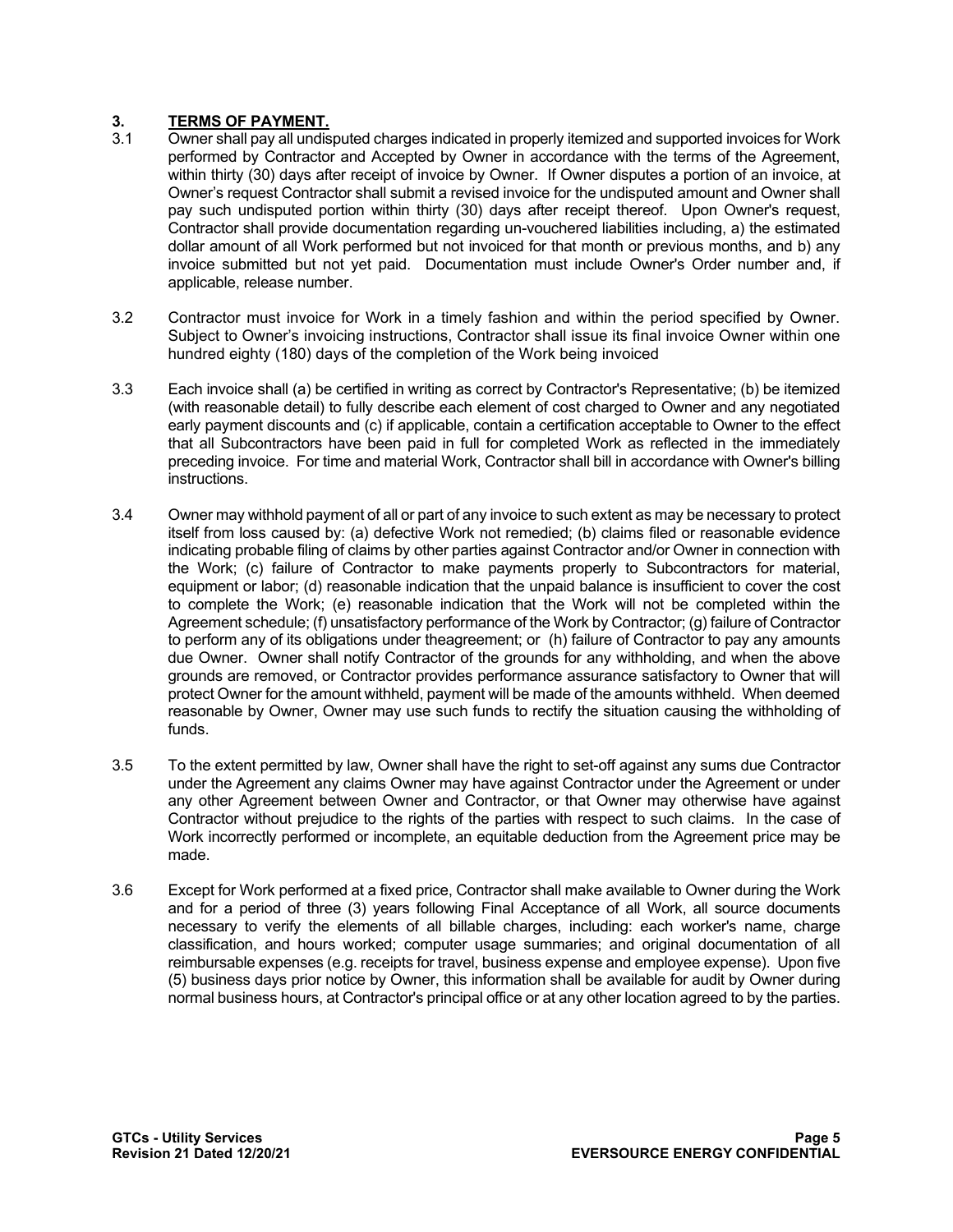## 3. TERMS OF PAYMENT.

3.1 Owner shall pay all undisputed charges indicated in properly itemized and supported invoices for Work performed by Contractor and Accepted by Owner in accordance with the terms of the Agreement, within thirty (30) days after receipt of invoice by Owner. If Owner disputes a portion of an invoice, at Owner's request Contractor shall submit a revised invoice for the undisputed amount and Owner shall pay such undisputed portion within thirty (30) days after receipt thereof. Upon Owner's request, Contractor shall provide documentation regarding un-vouchered liabilities including, a) the estimated dollar amount of all Work performed but not invoiced for that month or previous months, and b) any invoice submitted but not yet paid. Documentation must include Owner's Order number and, if applicable, release number.

3.2 Contractor must invoice for Work in a timely fashion and within the period specified by Owner. Subject to Owner's invoicing instructions, Contractor shall issue its final invoice Owner within one hundred eighty (180) days of the completion of the Work being invoiced

3.3 Each invoice shall (a) be certified in writing as correct by Contractor's Representative; (b) be itemized (with reasonable detail) to fully describe each element of cost charged to Owner and any negotiated early payment discounts and (c) if applicable, contain a certification acceptable to Owner to the effect that all Subcontractors have been paid in full for completed Work as reflected in the immediately preceding invoice. For time and material Work, Contractor shall bill in accordance with Owner's billing instructions.

3.4 Owner may withhold payment of all or part of any invoice to such extent as may be necessary to protect itself from loss caused by: (a) defective Work not remedied; (b) claims filed or reasonable evidence indicating probable filing of claims by other parties against Contractor and/or Owner in connection with the Work; (c) failure of Contractor to make payments properly to Subcontractors for material, equipment or labor; (d) reasonable indication that the unpaid balance is insufficient to cover the cost to complete the Work; (e) reasonable indication that the Work will not be completed within the Agreement schedule; (f) unsatisfactory performance of the Work by Contractor; (g) failure of Contractor to perform any of its obligations under theagreement; or (h) failure of Contractor to pay any amounts due Owner. Owner shall notify Contractor of the grounds for any withholding, and when the above grounds are removed, or Contractor provides performance assurance satisfactory to Owner that will protect Owner for the amount withheld, payment will be made of the amounts withheld. When deemed reasonable by Owner, Owner may use such funds to rectify the situation causing the withholding of funds.

3.5 To the extent permitted by law, Owner shall have the right to set-off against any sums due Contractor under the Agreement any claims Owner may have against Contractor under the Agreement or under any other Agreement between Owner and Contractor, or that Owner may otherwise have against Contractor without prejudice to the rights of the parties with respect to such claims. In the case of Work incorrectly performed or incomplete, an equitable deduction from the Agreement price may be made.

3.6 Except for Work performed at a fixed price, Contractor shall make available to Owner during the Work and for a period of three (3) years following Final Acceptance of all Work, all source documents necessary to verify the elements of all billable charges, including: each worker's name, charge classification, and hours worked; computer usage summaries; and original documentation of all reimbursable expenses (e.g. receipts for travel, business expense and employee expense). Upon five (5) business days prior notice by Owner, this information shall be available for audit by Owner during normal business hours, at Contractor's principal office or at any other location agreed to by the parties.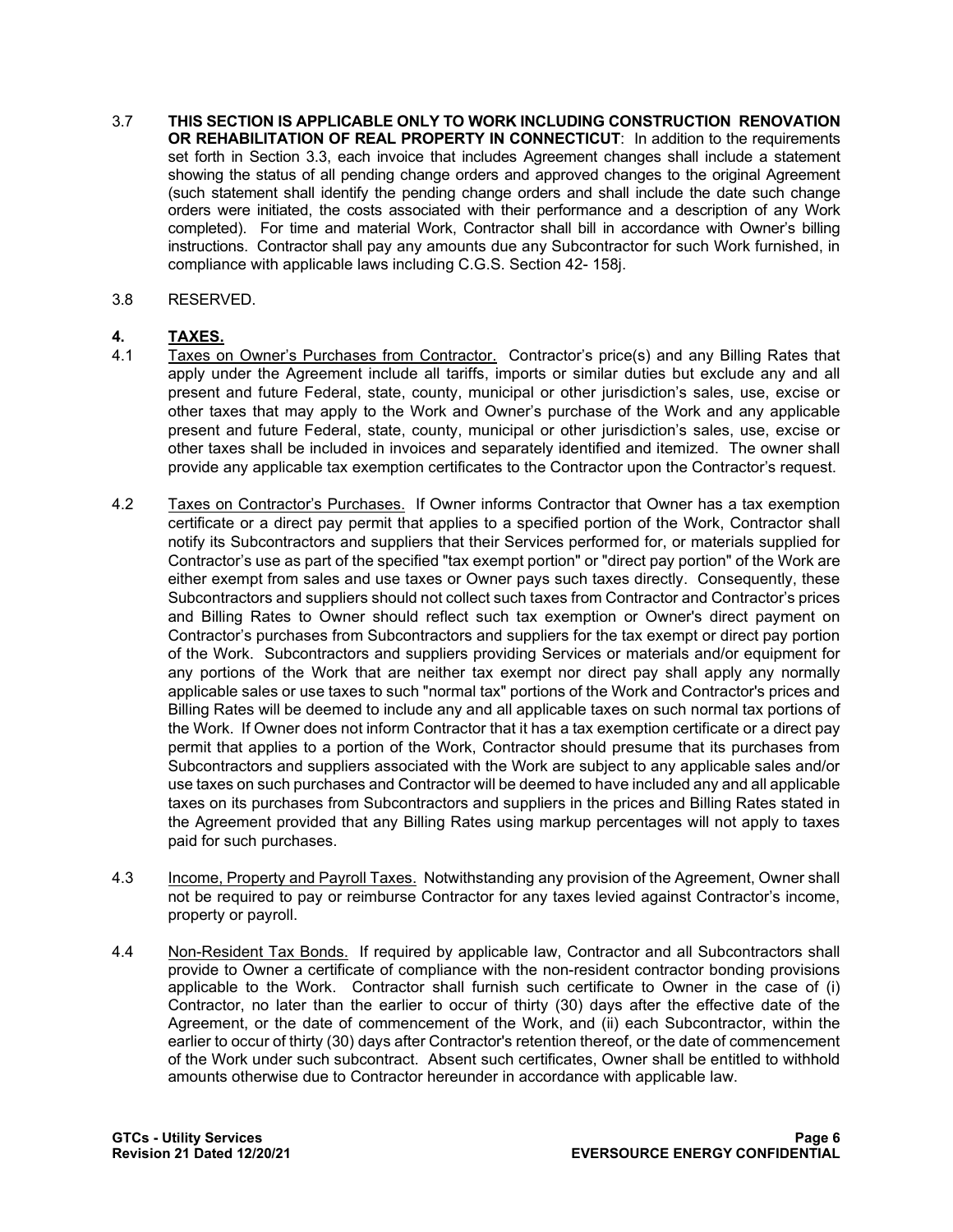3.7 **THIS SECTION IS APPLICABLE ONLY TO WORK INCLUDING CONSTRUCTION RENOVATION OR REHABILITATION OF REAL PROPERTY IN CONNECTICUT**: In addition to the requirements set forth in Section 3.3, each invoice that includes Agreement changes shall include a statement showing the status of all pending change orders and approved changes to the original Agreement (such statement shall identify the pending change orders and shall include the date such change orders were initiated, the costs associated with their performance and a description of any Work completed). For time and material Work, Contractor shall bill in accordance with Owner's billing instructions. Contractor shall pay any amounts due any Subcontractor for such Work furnished, in compliance with applicable laws including C.G.S. Section 42- 158j.

3.8 RESERVED.

## 4. TAXES.

4.1 Taxes on Owner's Purchases from Contractor. Contractor's price(s) and any Billing Rates that apply under the Agreement include all tariffs, imports or similar duties but exclude any and all present and future Federal, state, county, municipal or other jurisdiction's sales, use, excise or other taxes that may apply to the Work and Owner's purchase of the Work and any applicable present and future Federal, state, county, municipal or other jurisdiction's sales, use, excise or other taxes shall be included in invoices and separately identified and itemized. The owner shall provide any applicable tax exemption certificates to the Contractor upon the Contractor's request.

4.2 Taxes on Contractor's Purchases. If Owner informs Contractor that Owner has a tax exemption certificate or a direct pay permit that applies to a specified portion of the Work, Contractor shall notify its Subcontractors and suppliers that their Services performed for, or materials supplied for Contractor's use as part of the specified "tax exempt portion" or "direct pay portion" of the Work are either exempt from sales and use taxes or Owner pays such taxes directly. Consequently, these Subcontractors and suppliers should not collect such taxes from Contractor and Contractor's prices and Billing Rates to Owner should reflect such tax exemption or Owner's direct payment on Contractor's purchases from Subcontractors and suppliers for the tax exempt or direct pay portion of the Work. Subcontractors and suppliers providing Services or materials and/or equipment for any portions of the Work that are neither tax exempt nor direct pay shall apply any normally applicable sales or use taxes to such "normal tax" portions of the Work and Contractor's prices and Billing Rates will be deemed to include any and all applicable taxes on such normal tax portions of the Work. If Owner does not inform Contractor that it has a tax exemption certificate or a direct pay permit that applies to a portion of the Work, Contractor should presume that its purchases from Subcontractors and suppliers associated with the Work are subject to any applicable sales and/or use taxes on such purchases and Contractor will be deemed to have included any and all applicable taxes on its purchases from Subcontractors and suppliers in the prices and Billing Rates stated in the Agreement provided that any Billing Rates using markup percentages will not apply to taxes paid for such purchases.

4.3 Income, Property and Payroll Taxes. Notwithstanding any provision of the Agreement, Owner shall not be required to pay or reimburse Contractor for any taxes levied against Contractor's income, property or payroll.

4.4 Non-Resident Tax Bonds. If required by applicable law, Contractor and all Subcontractors shall provide to Owner a certificate of compliance with the non-resident contractor bonding provisions applicable to the Work. Contractor shall furnish such certificate to Owner in the case of (i) Contractor, no later than the earlier to occur of thirty (30) days after the effective date of the Agreement, or the date of commencement of the Work, and (ii) each Subcontractor, within the earlier to occur of thirty (30) days after Contractor's retention thereof, or the date of commencement of the Work under such subcontract. Absent such certificates, Owner shall be entitled to withhold amounts otherwise due to Contractor hereunder in accordance with applicable law.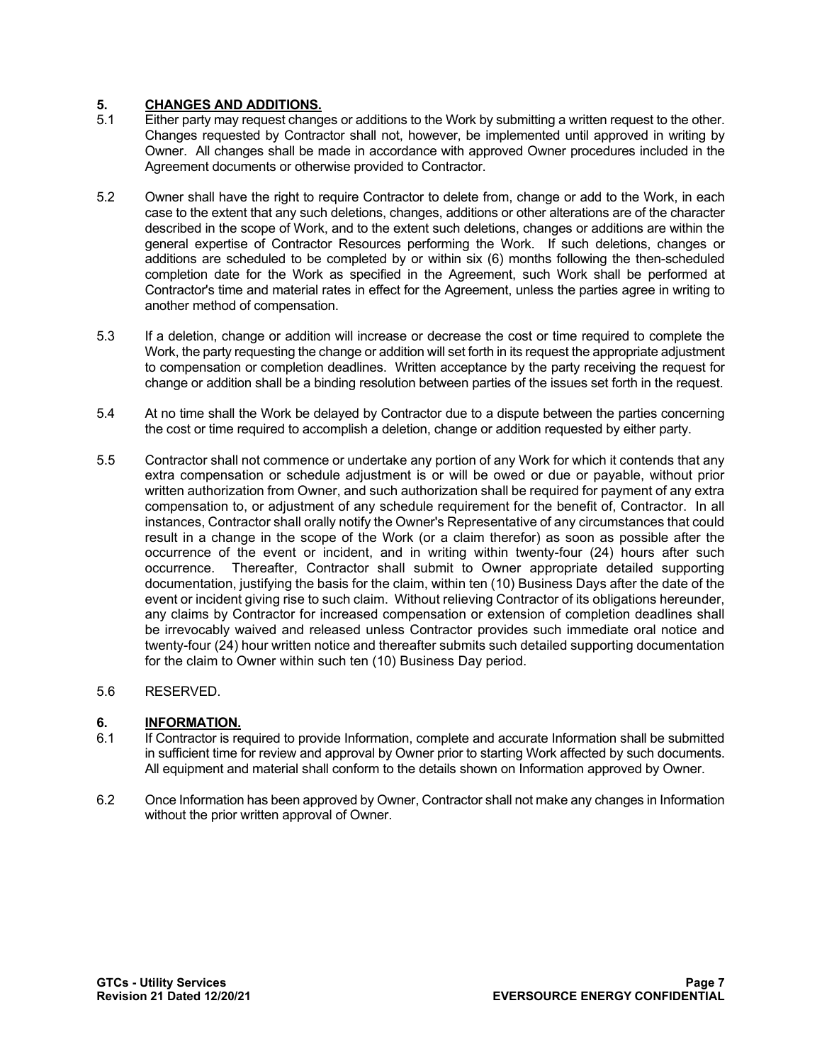## 5. CHANGES AND ADDITIONS.

5.1 Either party may request changes or additions to the Work by submitting a written request to the other. Changes requested by Contractor shall not, however, be implemented until approved in writing by Owner. All changes shall be made in accordance with approved Owner procedures included in the Agreement documents or otherwise provided to Contractor.

5.2 Owner shall have the right to require Contractor to delete from, change or add to the Work, in each case to the extent that any such deletions, changes, additions or other alterations are of the character described in the scope of Work, and to the extent such deletions, changes or additions are within the general expertise of Contractor Resources performing the Work. If such deletions, changes or additions are scheduled to be completed by or within six (6) months following the then-scheduled completion date for the Work as specified in the Agreement, such Work shall be performed at Contractor's time and material rates in effect for the Agreement, unless the parties agree in writing to another method of compensation.

5.3 If a deletion, change or addition will increase or decrease the cost or time required to complete the Work, the party requesting the change or addition will set forth in its request the appropriate adjustment to compensation or completion deadlines. Written acceptance by the party receiving the request for change or addition shall be a binding resolution between parties of the issues set forth in the request.

5.4 At no time shall the Work be delayed by Contractor due to a dispute between the parties concerning the cost or time required to accomplish a deletion, change or addition requested by either party.

5.5 Contractor shall not commence or undertake any portion of any Work for which it contends that any extra compensation or schedule adjustment is or will be owed or due or payable, without prior written authorization from Owner, and such authorization shall be required for payment of any extra compensation to, or adjustment of any schedule requirement for the benefit of, Contractor. In all instances, Contractor shall orally notify the Owner's Representative of any circumstances that could result in a change in the scope of the Work (or a claim therefor) as soon as possible after the occurrence of the event or incident, and in writing within twenty-four (24) hours after such occurrence. Thereafter, Contractor shall submit to Owner appropriate detailed supporting documentation, justifying the basis for the claim, within ten (10) Business Days after the date of the event or incident giving rise to such claim. Without relieving Contractor of its obligations hereunder, any claims by Contractor for increased compensation or extension of completion deadlines shall be irrevocably waived and released unless Contractor provides such immediate oral notice and twenty-four (24) hour written notice and thereafter submits such detailed supporting documentation for the claim to Owner within such ten (10) Business Day period.

5.6 RESERVED.

## 6. INFORMATION.

6.1 If Contractor is required to provide Information, complete and accurate Information shall be submitted in sufficient time for review and approval by Owner prior to starting Work affected by such documents. All equipment and material shall conform to the details shown on Information approved by Owner.

6.2 Once Information has been approved by Owner, Contractor shall not make any changes in Information without the prior written approval of Owner.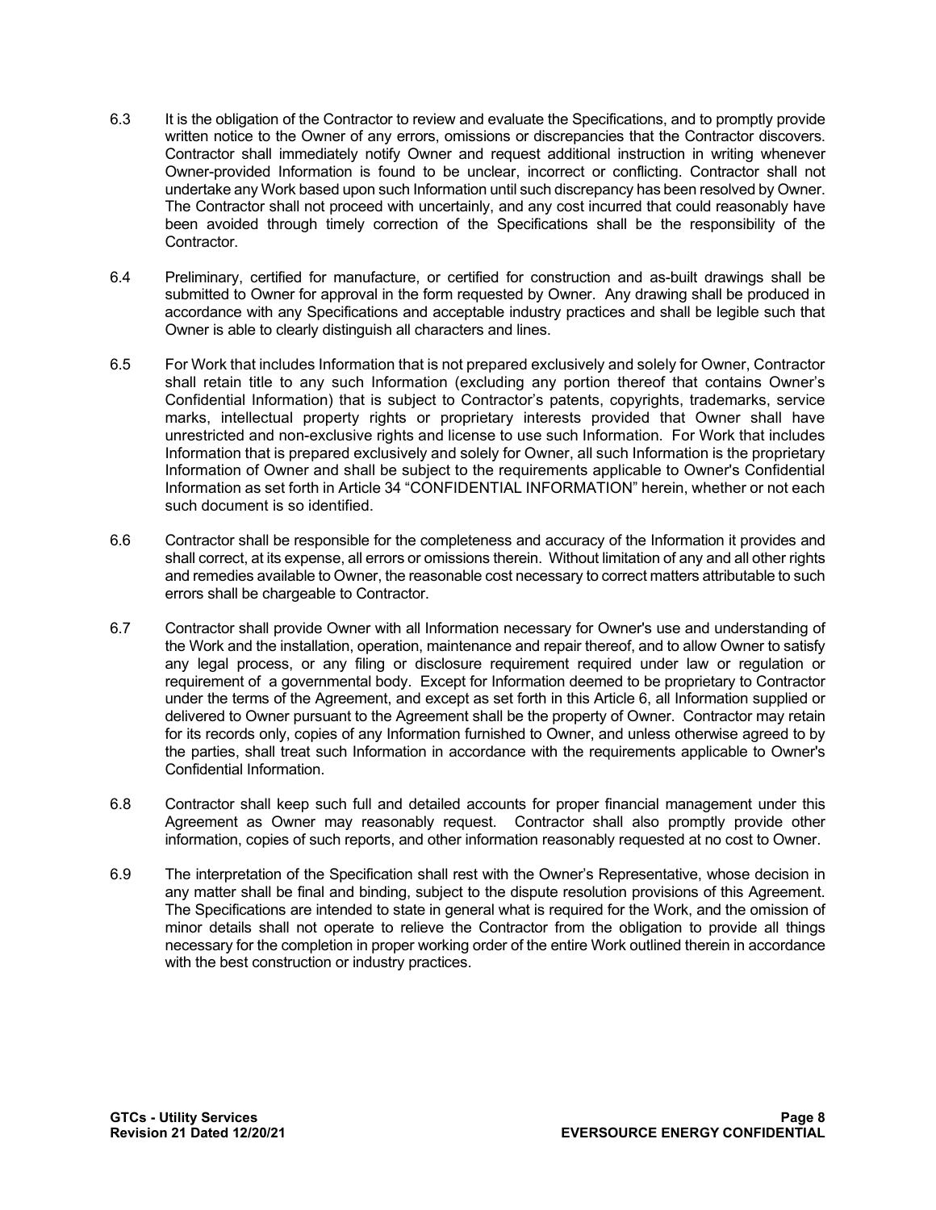6.3 It is the obligation of the Contractor to review and evaluate the Specifications, and to promptly provide written notice to the Owner of any errors, omissions or discrepancies that the Contractor discovers. Contractor shall immediately notify Owner and request additional instruction in writing whenever Owner-provided Information is found to be unclear, incorrect or conflicting. Contractor shall not undertake any Work based upon such Information until such discrepancy has been resolved by Owner. The Contractor shall not proceed with uncertainly, and any cost incurred that could reasonably have been avoided through timely correction of the Specifications shall be the responsibility of the Contractor.

6.4 Preliminary, certified for manufacture, or certified for construction and as-built drawings shall be submitted to Owner for approval in the form requested by Owner. Any drawing shall be produced in accordance with any Specifications and acceptable industry practices and shall be legible such that Owner is able to clearly distinguish all characters and lines.

6.5 For Work that includes Information that is not prepared exclusively and solely for Owner, Contractor shall retain title to any such Information (excluding any portion thereof that contains Owner's Confidential Information) that is subject to Contractor's patents, copyrights, trademarks, service marks, intellectual property rights or proprietary interests provided that Owner shall have unrestricted and non-exclusive rights and license to use such Information. For Work that includes Information that is prepared exclusively and solely for Owner, all such Information is the proprietary Information of Owner and shall be subject to the requirements applicable to Owner's Confidential Information as set forth in Article 34 "CONFIDENTIAL INFORMATION" herein, whether or not each such document is so identified.

6.6 Contractor shall be responsible for the completeness and accuracy of the Information it provides and shall correct, at its expense, all errors or omissions therein. Without limitation of any and all other rights and remedies available to Owner, the reasonable cost necessary to correct matters attributable to such errors shall be chargeable to Contractor.

6.7 Contractor shall provide Owner with all Information necessary for Owner's use and understanding of the Work and the installation, operation, maintenance and repair thereof, and to allow Owner to satisfy any legal process, or any filing or disclosure requirement required under law or regulation or requirement of a governmental body. Except for Information deemed to be proprietary to Contractor under the terms of the Agreement, and except as set forth in this Article 6, all Information supplied or delivered to Owner pursuant to the Agreement shall be the property of Owner. Contractor may retain for its records only, copies of any Information furnished to Owner, and unless otherwise agreed to by the parties, shall treat such Information in accordance with the requirements applicable to Owner's Confidential Information.

6.8 Contractor shall keep such full and detailed accounts for proper financial management under this Agreement as Owner may reasonably request. Contractor shall also promptly provide other information, copies of such reports, and other information reasonably requested at no cost to Owner.

6.9 The interpretation of the Specification shall rest with the Owner's Representative, whose decision in any matter shall be final and binding, subject to the dispute resolution provisions of this Agreement. The Specifications are intended to state in general what is required for the Work, and the omission of minor details shall not operate to relieve the Contractor from the obligation to provide all things necessary for the completion in proper working order of the entire Work outlined therein in accordance with the best construction or industry practices.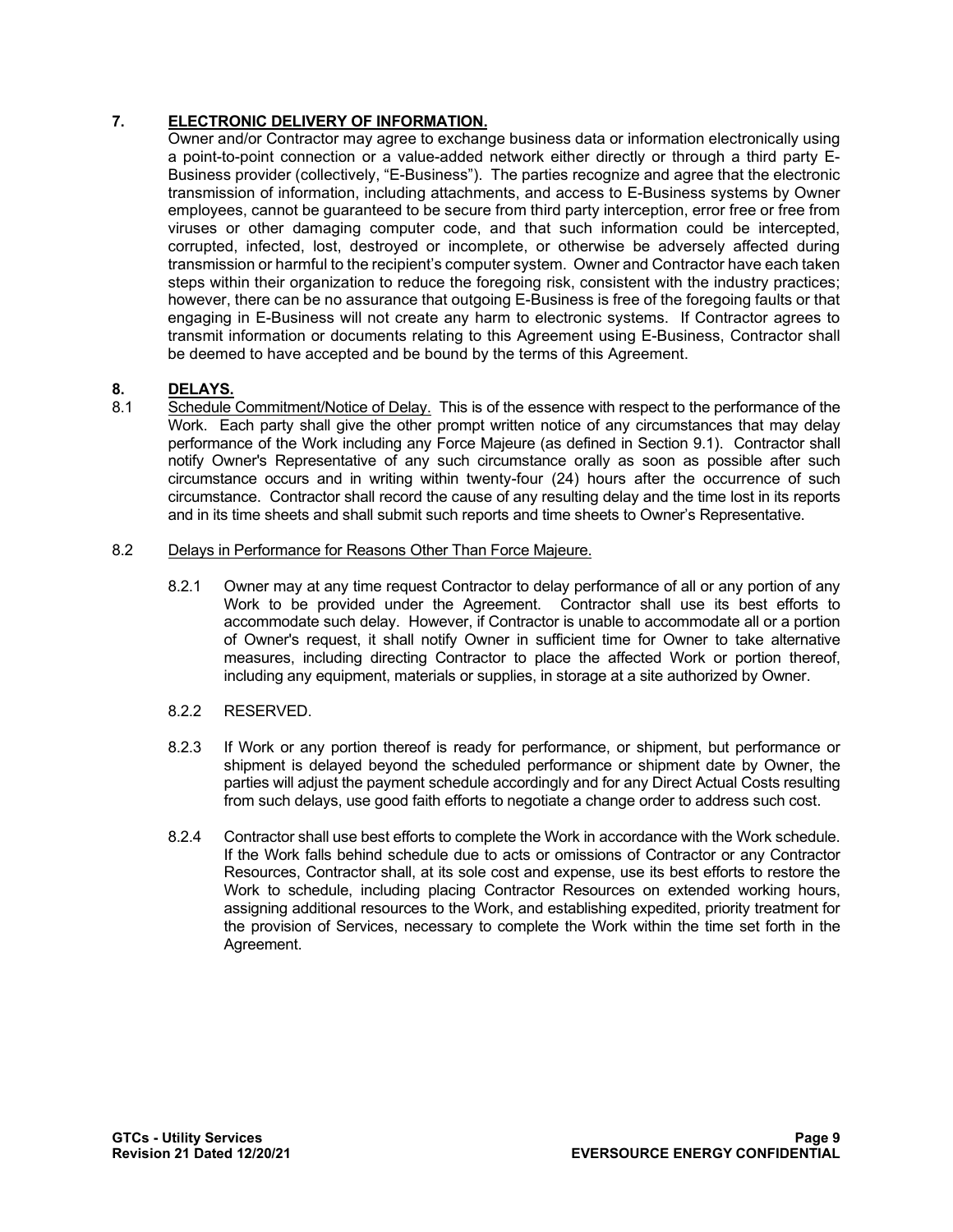## 7. ELECTRONIC DELIVERY OF INFORMATION.

Owner and/or Contractor may agree to exchange business data or information electronically using a point-to-point connection or a value-added network either directly or through a third party E-Business provider (collectively, "E-Business"). The parties recognize and agree that the electronic transmission of information, including attachments, and access to E-Business systems by Owner employees, cannot be guaranteed to be secure from third party interception, error free or free from viruses or other damaging computer code, and that such information could be intercepted, corrupted, infected, lost, destroyed or incomplete, or otherwise be adversely affected during transmission or harmful to the recipient's computer system. Owner and Contractor have each taken steps within their organization to reduce the foregoing risk, consistent with the industry practices; however, there can be no assurance that outgoing E-Business is free of the foregoing faults or that engaging in E-Business will not create any harm to electronic systems. If Contractor agrees to transmit information or documents relating to this Agreement using E-Business, Contractor shall be deemed to have accepted and be bound by the terms of this Agreement.

## 8. DELAYS.

8.1 Schedule Commitment/Notice of Delay. This is of the essence with respect to the performance of the Work. Each party shall give the other prompt written notice of any circumstances that may delay performance of the Work including any Force Majeure (as defined in Section 9.1). Contractor shall notify Owner's Representative of any such circumstance orally as soon as possible after such circumstance occurs and in writing within twenty-four (24) hours after the occurrence of such circumstance. Contractor shall record the cause of any resulting delay and the time lost in its reports and in its time sheets and shall submit such reports and time sheets to Owner's Representative.

8.2 Delays in Performance for Reasons Other Than Force Majeure.

8.2.1 Owner may at any time request Contractor to delay performance of all or any portion of any Work to be provided under the Agreement. Contractor shall use its best efforts to accommodate such delay. However, if Contractor is unable to accommodate all or a portion of Owner's request, it shall notify Owner in sufficient time for Owner to take alternative measures, including directing Contractor to place the affected Work or portion thereof, including any equipment, materials or supplies, in storage at a site authorized by Owner.

8.2.2 RESERVED.

8.2.3 If Work or any portion thereof is ready for performance, or shipment, but performance or shipment is delayed beyond the scheduled performance or shipment date by Owner, the parties will adjust the payment schedule accordingly and for any Direct Actual Costs resulting from such delays, use good faith efforts to negotiate a change order to address such cost.

8.2.4 Contractor shall use best efforts to complete the Work in accordance with the Work schedule. If the Work falls behind schedule due to acts or omissions of Contractor or any Contractor Resources, Contractor shall, at its sole cost and expense, use its best efforts to restore the Work to schedule, including placing Contractor Resources on extended working hours, assigning additional resources to the Work, and establishing expedited, priority treatment for the provision of Services, necessary to complete the Work within the time set forth in the Agreement.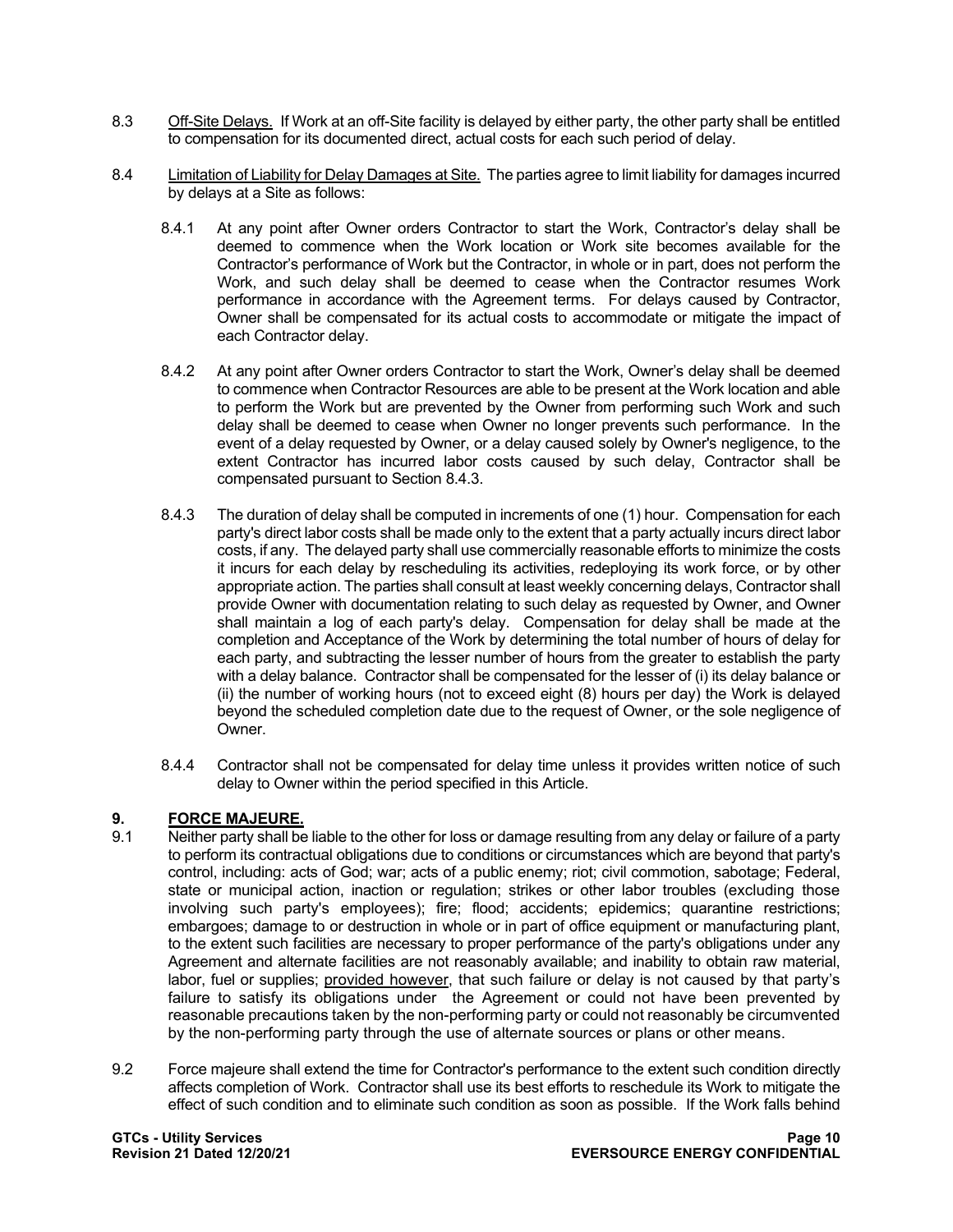8.3 Off-Site Delays. If Work at an off-Site facility is delayed by either party, the other party shall be entitled to compensation for its documented direct, actual costs for each such period of delay.

8.4 Limitation of Liability for Delay Damages at Site. The parties agree to limit liability for damages incurred by delays at a Site as follows:

8.4.1 At any point after Owner orders Contractor to start the Work, Contractor's delay shall be deemed to commence when the Work location or Work site becomes available for the Contractor's performance of Work but the Contractor, in whole or in part, does not perform the Work, and such delay shall be deemed to cease when the Contractor resumes Work performance in accordance with the Agreement terms. For delays caused by Contractor, Owner shall be compensated for its actual costs to accommodate or mitigate the impact of each Contractor delay.

8.4.2 At any point after Owner orders Contractor to start the Work, Owner's delay shall be deemed to commence when Contractor Resources are able to be present at the Work location and able to perform the Work but are prevented by the Owner from performing such Work and such delay shall be deemed to cease when Owner no longer prevents such performance. In the event of a delay requested by Owner, or a delay caused solely by Owner's negligence, to the extent Contractor has incurred labor costs caused by such delay, Contractor shall be compensated pursuant to Section 8.4.3.

8.4.3 The duration of delay shall be computed in increments of one (1) hour. Compensation for each party's direct labor costs shall be made only to the extent that a party actually incurs direct labor costs, if any. The delayed party shall use commercially reasonable efforts to minimize the costs it incurs for each delay by rescheduling its activities, redeploying its work force, or by other appropriate action. The parties shall consult at least weekly concerning delays, Contractor shall provide Owner with documentation relating to such delay as requested by Owner, and Owner shall maintain a log of each party's delay. Compensation for delay shall be made at the completion and Acceptance of the Work by determining the total number of hours of delay for each party, and subtracting the lesser number of hours from the greater to establish the party with a delay balance. Contractor shall be compensated for the lesser of (i) its delay balance or (ii) the number of working hours (not to exceed eight (8) hours per day) the Work is delayed beyond the scheduled completion date due to the request of Owner, or the sole negligence of Owner.

8.4.4 Contractor shall not be compensated for delay time unless it provides written notice of such delay to Owner within the period specified in this Article.

## 9. FORCE MAJEURE.

9.1 Neither party shall be liable to the other for loss or damage resulting from any delay or failure of a party to perform its contractual obligations due to conditions or circumstances which are beyond that party's control, including: acts of God; war; acts of a public enemy; riot; civil commotion, sabotage; Federal, state or municipal action, inaction or regulation; strikes or other labor troubles (excluding those involving such party's employees); fire; flood; accidents; epidemics; quarantine restrictions; embargoes; damage to or destruction in whole or in part of office equipment or manufacturing plant, to the extent such facilities are necessary to proper performance of the party's obligations under any Agreement and alternate facilities are not reasonably available; and inability to obtain raw material, labor, fuel or supplies; provided however, that such failure or delay is not caused by that party's failure to satisfy its obligations under the Agreement or could not have been prevented by reasonable precautions taken by the non-performing party or could not reasonably be circumvented by the non-performing party through the use of alternate sources or plans or other means.

9.2 Force majeure shall extend the time for Contractor's performance to the extent such condition directly affects completion of Work. Contractor shall use its best efforts to reschedule its Work to mitigate the effect of such condition and to eliminate such condition as soon as possible. If the Work falls behind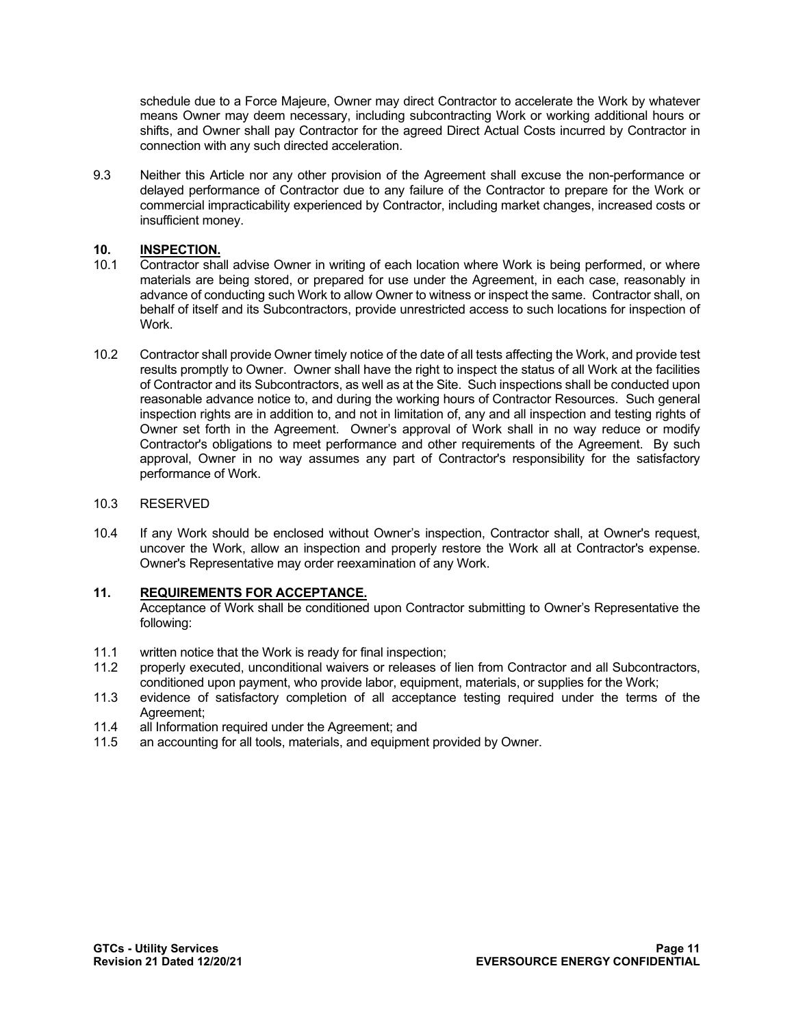schedule due to a Force Majeure, Owner may direct Contractor to accelerate the Work by whatever means Owner may deem necessary, including subcontracting Work or working additional hours or shifts, and Owner shall pay Contractor for the agreed Direct Actual Costs incurred by Contractor in connection with any such directed acceleration.

9.3 Neither this Article nor any other provision of the Agreement shall excuse the non-performance or delayed performance of Contractor due to any failure of the Contractor to prepare for the Work or commercial impracticability experienced by Contractor, including market changes, increased costs or insufficient money.

## 10. INSPECTION.

10.1 Contractor shall advise Owner in writing of each location where Work is being performed, or where materials are being stored, or prepared for use under the Agreement, in each case, reasonably in advance of conducting such Work to allow Owner to witness or inspect the same. Contractor shall, on behalf of itself and its Subcontractors, provide unrestricted access to such locations for inspection of Work.

10.2 Contractor shall provide Owner timely notice of the date of all tests affecting the Work, and provide test results promptly to Owner. Owner shall have the right to inspect the status of all Work at the facilities of Contractor and its Subcontractors, as well as at the Site. Such inspections shall be conducted upon reasonable advance notice to, and during the working hours of Contractor Resources. Such general inspection rights are in addition to, and not in limitation of, any and all inspection and testing rights of Owner set forth in the Agreement. Owner's approval of Work shall in no way reduce or modify Contractor's obligations to meet performance and other requirements of the Agreement. By such approval, Owner in no way assumes any part of Contractor's responsibility for the satisfactory performance of Work.

10.3 RESERVED

10.4 If any Work should be enclosed without Owner's inspection, Contractor shall, at Owner's request, uncover the Work, allow an inspection and properly restore the Work all at Contractor's expense. Owner's Representative may order reexamination of any Work.

## 11. REQUIREMENTS FOR ACCEPTANCE.

Acceptance of Work shall be conditioned upon Contractor submitting to Owner's Representative the following:

11.1 written notice that the Work is ready for final inspection;

11.2 properly executed, unconditional waivers or releases of lien from Contractor and all Subcontractors, conditioned upon payment, who provide labor, equipment, materials, or supplies for the Work;

11.3 evidence of satisfactory completion of all acceptance testing required under the terms of the Agreement;

11.4 all Information required under the Agreement; and

11.5 an accounting for all tools, materials, and equipment provided by Owner.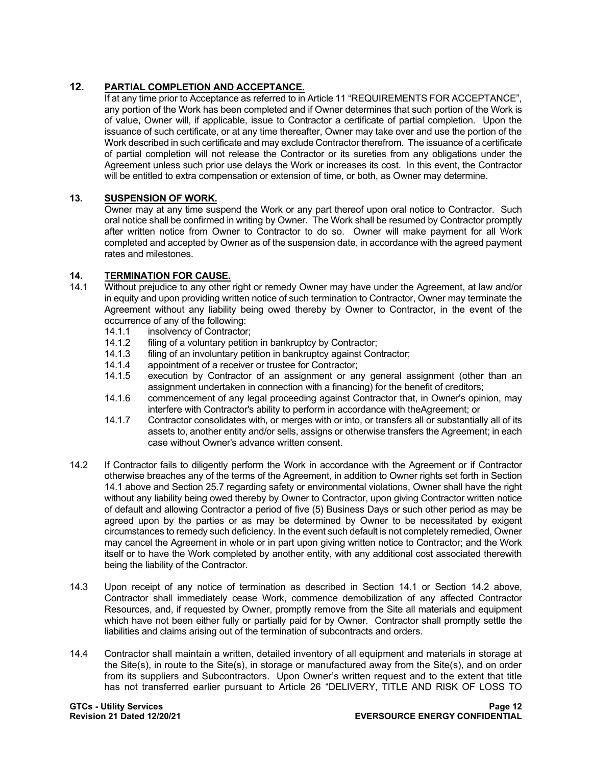## 12. PARTIAL COMPLETION AND ACCEPTANCE.

If at any time prior to Acceptance as referred to in Article 11 "REQUIREMENTS FOR ACCEPTANCE", any portion of the Work has been completed and if Owner determines that such portion of the Work is of value, Owner will, if applicable, issue to Contractor a certificate of partial completion. Upon the issuance of such certificate, or at any time thereafter, Owner may take over and use the portion of the Work described in such certificate and may exclude Contractor therefrom. The issuance of a certificate of partial completion will not release the Contractor or its sureties from any obligations under the Agreement unless such prior use delays the Work or increases its cost. In this event, the Contractor will be entitled to extra compensation or extension of time, or both, as Owner may determine.

## 13. SUSPENSION OF WORK.

Owner may at any time suspend the Work or any part thereof upon oral notice to Contractor. Such oral notice shall be confirmed in writing by Owner. The Work shall be resumed by Contractor promptly after written notice from Owner to Contractor to do so. Owner will make payment for all Work completed and accepted by Owner as of the suspension date, in accordance with the agreed payment rates and milestones.

## 14. TERMINATION FOR CAUSE.

14.1 Without prejudice to any other right or remedy Owner may have under the Agreement, at law and/or in equity and upon providing written notice of such termination to Contractor, Owner may terminate the Agreement without any liability being owed thereby by Owner to Contractor, in the event of the occurrence of any of the following:

- 14.1.1 insolvency of Contractor;
- 14.1.2 filing of a voluntary petition in bankruptcy by Contractor;
- 14.1.3 filing of an involuntary petition in bankruptcy against Contractor;
- 14.1.4 appointment of a receiver or trustee for Contractor;
- 14.1.5 execution by Contractor of an assignment or any general assignment (other than an assignment undertaken in connection with a financing) for the benefit of creditors;
- 14.1.6 commencement of any legal proceeding against Contractor that, in Owner's opinion, may interfere with Contractor's ability to perform in accordance with theAgreement; or
- 14.1.7 Contractor consolidates with, or merges with or into, or transfers all or substantially all of its assets to, another entity and/or sells, assigns or otherwise transfers the Agreement; in each case without Owner's advance written consent.

14.2 If Contractor fails to diligently perform the Work in accordance with the Agreement or if Contractor otherwise breaches any of the terms of the Agreement, in addition to Owner rights set forth in Section 14.1 above and Section 25.7 regarding safety or environmental violations, Owner shall have the right without any liability being owed thereby by Owner to Contractor, upon giving Contractor written notice of default and allowing Contractor a period of five (5) Business Days or such other period as may be agreed upon by the parties or as may be determined by Owner to be necessitated by exigent circumstances to remedy such deficiency. In the event such default is not completely remedied, Owner may cancel the Agreement in whole or in part upon giving written notice to Contractor; and the Work itself or to have the Work completed by another entity, with any additional cost associated therewith being the liability of the Contractor.

14.3 Upon receipt of any notice of termination as described in Section 14.1 or Section 14.2 above, Contractor shall immediately cease Work, commence demobilization of any affected Contractor Resources, and, if requested by Owner, promptly remove from the Site all materials and equipment which have not been either fully or partially paid for by Owner. Contractor shall promptly settle the liabilities and claims arising out of the termination of subcontracts and orders.

14.4 Contractor shall maintain a written, detailed inventory of all equipment and materials in storage at the Site(s), in route to the Site(s), in storage or manufactured away from the Site(s), and on order from its suppliers and Subcontractors. Upon Owner's written request and to the extent that title has not transferred earlier pursuant to Article 26 "DELIVERY, TITLE AND RISK OF LOSS TO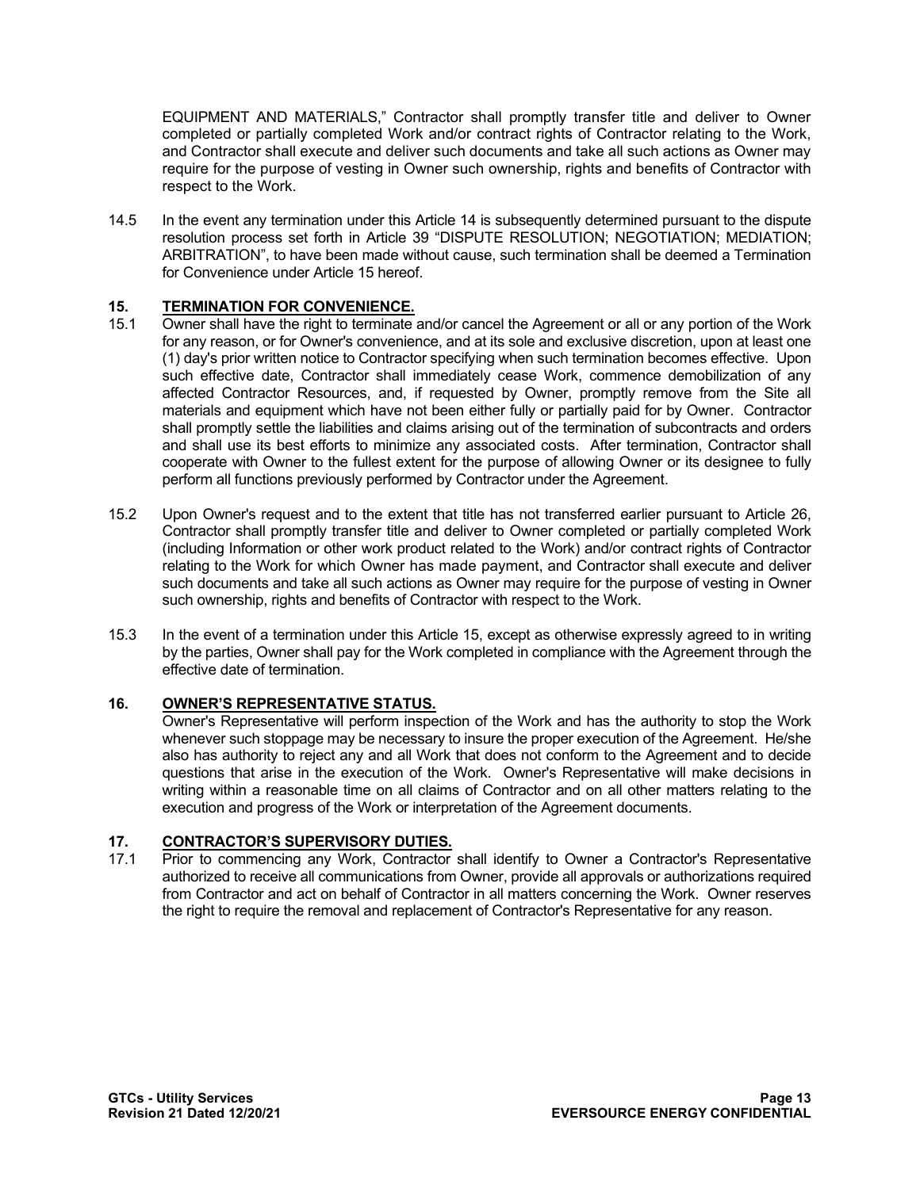EQUIPMENT AND MATERIALS," Contractor shall promptly transfer title and deliver to Owner completed or partially completed Work and/or contract rights of Contractor relating to the Work, and Contractor shall execute and deliver such documents and take all such actions as Owner may require for the purpose of vesting in Owner such ownership, rights and benefits of Contractor with respect to the Work.

14.5 In the event any termination under this Article 14 is subsequently determined pursuant to the dispute resolution process set forth in Article 39 "DISPUTE RESOLUTION; NEGOTIATION; MEDIATION; ARBITRATION", to have been made without cause, such termination shall be deemed a Termination for Convenience under Article 15 hereof.

## 15. TERMINATION FOR CONVENIENCE.

15.1 Owner shall have the right to terminate and/or cancel the Agreement or all or any portion of the Work for any reason, or for Owner's convenience, and at its sole and exclusive discretion, upon at least one (1) day's prior written notice to Contractor specifying when such termination becomes effective. Upon such effective date, Contractor shall immediately cease Work, commence demobilization of any affected Contractor Resources, and, if requested by Owner, promptly remove from the Site all materials and equipment which have not been either fully or partially paid for by Owner. Contractor shall promptly settle the liabilities and claims arising out of the termination of subcontracts and orders and shall use its best efforts to minimize any associated costs. After termination, Contractor shall cooperate with Owner to the fullest extent for the purpose of allowing Owner or its designee to fully perform all functions previously performed by Contractor under the Agreement.

15.2 Upon Owner's request and to the extent that title has not transferred earlier pursuant to Article 26, Contractor shall promptly transfer title and deliver to Owner completed or partially completed Work (including Information or other work product related to the Work) and/or contract rights of Contractor relating to the Work for which Owner has made payment, and Contractor shall execute and deliver such documents and take all such actions as Owner may require for the purpose of vesting in Owner such ownership, rights and benefits of Contractor with respect to the Work.

15.3 In the event of a termination under this Article 15, except as otherwise expressly agreed to in writing by the parties, Owner shall pay for the Work completed in compliance with the Agreement through the effective date of termination.

## 16. OWNER'S REPRESENTATIVE STATUS.

Owner's Representative will perform inspection of the Work and has the authority to stop the Work whenever such stoppage may be necessary to insure the proper execution of the Agreement. He/she also has authority to reject any and all Work that does not conform to the Agreement and to decide questions that arise in the execution of the Work. Owner's Representative will make decisions in writing within a reasonable time on all claims of Contractor and on all other matters relating to the execution and progress of the Work or interpretation of the Agreement documents.

## 17. CONTRACTOR'S SUPERVISORY DUTIES.

17.1 Prior to commencing any Work, Contractor shall identify to Owner a Contractor's Representative authorized to receive all communications from Owner, provide all approvals or authorizations required from Contractor and act on behalf of Contractor in all matters concerning the Work. Owner reserves the right to require the removal and replacement of Contractor's Representative for any reason.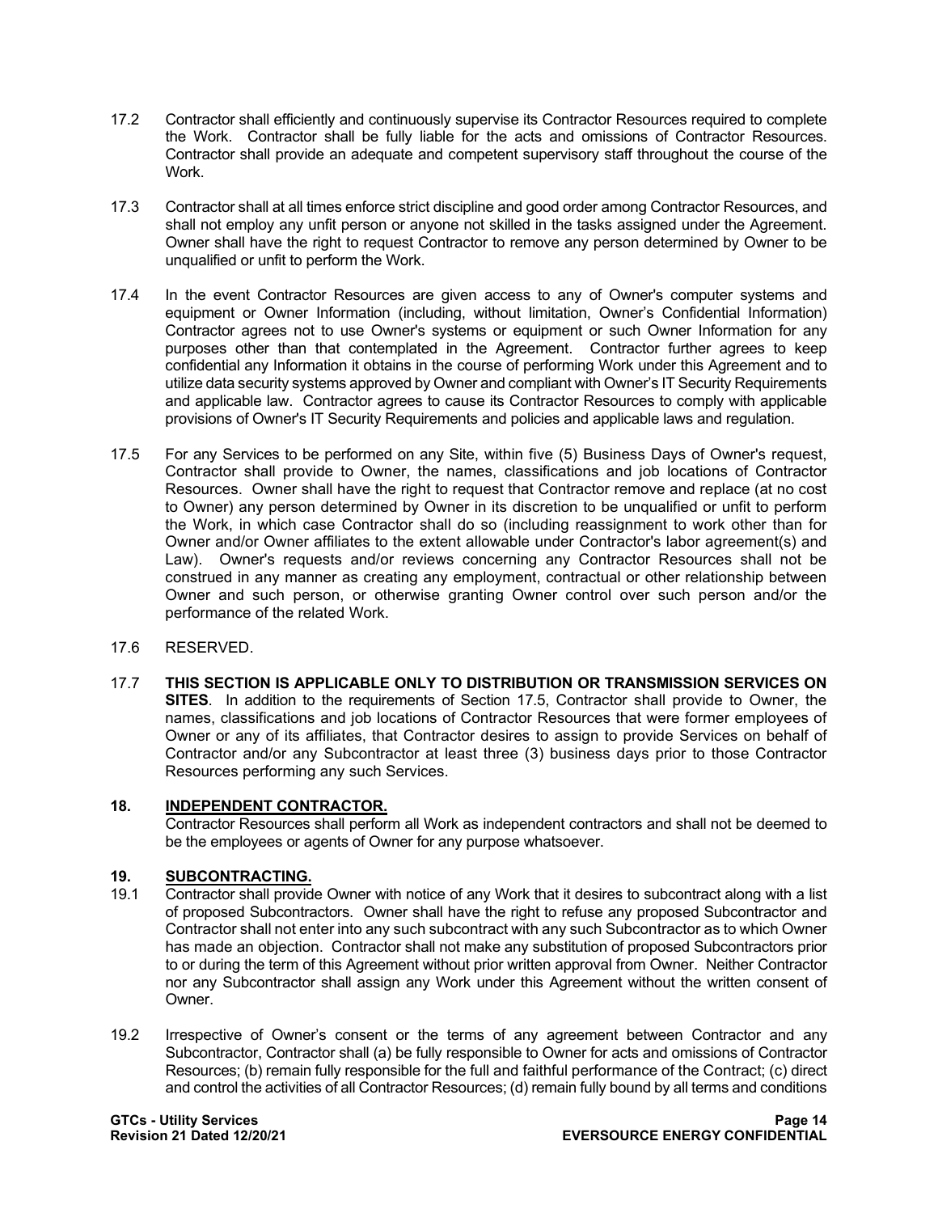17.2 Contractor shall efficiently and continuously supervise its Contractor Resources required to complete the Work. Contractor shall be fully liable for the acts and omissions of Contractor Resources. Contractor shall provide an adequate and competent supervisory staff throughout the course of the Work.

17.3 Contractor shall at all times enforce strict discipline and good order among Contractor Resources, and shall not employ any unfit person or anyone not skilled in the tasks assigned under the Agreement. Owner shall have the right to request Contractor to remove any person determined by Owner to be unqualified or unfit to perform the Work.

17.4 In the event Contractor Resources are given access to any of Owner's computer systems and equipment or Owner Information (including, without limitation, Owner's Confidential Information) Contractor agrees not to use Owner's systems or equipment or such Owner Information for any purposes other than that contemplated in the Agreement. Contractor further agrees to keep confidential any Information it obtains in the course of performing Work under this Agreement and to utilize data security systems approved by Owner and compliant with Owner's IT Security Requirements and applicable law. Contractor agrees to cause its Contractor Resources to comply with applicable provisions of Owner's IT Security Requirements and policies and applicable laws and regulation.

17.5 For any Services to be performed on any Site, within five (5) Business Days of Owner's request, Contractor shall provide to Owner, the names, classifications and job locations of Contractor Resources. Owner shall have the right to request that Contractor remove and replace (at no cost to Owner) any person determined by Owner in its discretion to be unqualified or unfit to perform the Work, in which case Contractor shall do so (including reassignment to work other than for Owner and/or Owner affiliates to the extent allowable under Contractor's labor agreement(s) and Law). Owner's requests and/or reviews concerning any Contractor Resources shall not be construed in any manner as creating any employment, contractual or other relationship between Owner and such person, or otherwise granting Owner control over such person and/or the performance of the related Work.

17.6 RESERVED.

17.7 **THIS SECTION IS APPLICABLE ONLY TO DISTRIBUTION OR TRANSMISSION SERVICES ON SITES**. In addition to the requirements of Section 17.5, Contractor shall provide to Owner, the names, classifications and job locations of Contractor Resources that were former employees of Owner or any of its affiliates, that Contractor desires to assign to provide Services on behalf of Contractor and/or any Subcontractor at least three (3) business days prior to those Contractor Resources performing any such Services.

## 18. INDEPENDENT CONTRACTOR.

Contractor Resources shall perform all Work as independent contractors and shall not be deemed to be the employees or agents of Owner for any purpose whatsoever.

## 19. SUBCONTRACTING.

19.1 Contractor shall provide Owner with notice of any Work that it desires to subcontract along with a list of proposed Subcontractors. Owner shall have the right to refuse any proposed Subcontractor and Contractor shall not enter into any such subcontract with any such Subcontractor as to which Owner has made an objection. Contractor shall not make any substitution of proposed Subcontractors prior to or during the term of this Agreement without prior written approval from Owner. Neither Contractor nor any Subcontractor shall assign any Work under this Agreement without the written consent of Owner.

19.2 Irrespective of Owner's consent or the terms of any agreement between Contractor and any Subcontractor, Contractor shall (a) be fully responsible to Owner for acts and omissions of Contractor Resources; (b) remain fully responsible for the full and faithful performance of the Contract; (c) direct and control the activities of all Contractor Resources; (d) remain fully bound by all terms and conditions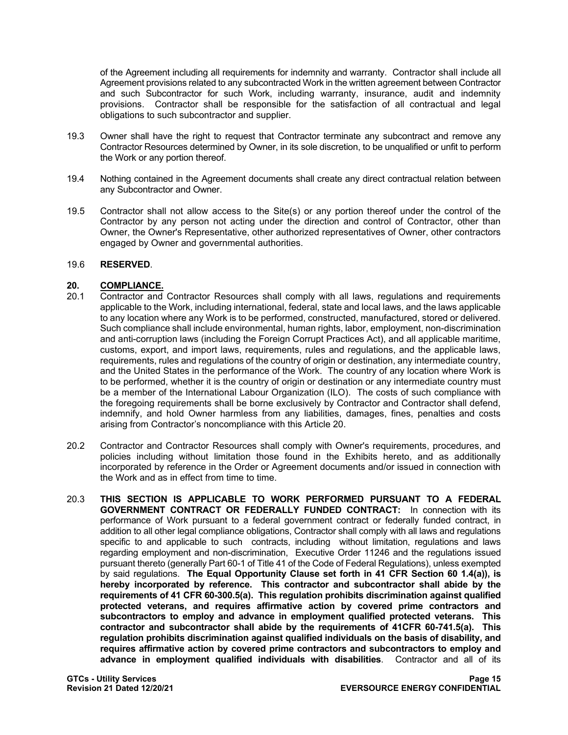of the Agreement including all requirements for indemnity and warranty. Contractor shall include all Agreement provisions related to any subcontracted Work in the written agreement between Contractor and such Subcontractor for such Work, including warranty, insurance, audit and indemnity provisions. Contractor shall be responsible for the satisfaction of all contractual and legal obligations to such subcontractor and supplier.

19.3 Owner shall have the right to request that Contractor terminate any subcontract and remove any Contractor Resources determined by Owner, in its sole discretion, to be unqualified or unfit to perform the Work or any portion thereof.

19.4 Nothing contained in the Agreement documents shall create any direct contractual relation between any Subcontractor and Owner.

19.5 Contractor shall not allow access to the Site(s) or any portion thereof under the control of the Contractor by any person not acting under the direction and control of Contractor, other than Owner, the Owner's Representative, other authorized representatives of Owner, other contractors engaged by Owner and governmental authorities.

19.6 **RESERVED**.

## 20. COMPLIANCE.

20.1 Contractor and Contractor Resources shall comply with all laws, regulations and requirements applicable to the Work, including international, federal, state and local laws, and the laws applicable to any location where any Work is to be performed, constructed, manufactured, stored or delivered. Such compliance shall include environmental, human rights, labor, employment, non-discrimination and anti-corruption laws (including the Foreign Corrupt Practices Act), and all applicable maritime, customs, export, and import laws, requirements, rules and regulations, and the applicable laws, requirements, rules and regulations of the country of origin or destination, any intermediate country, and the United States in the performance of the Work. The country of any location where Work is to be performed, whether it is the country of origin or destination or any intermediate country must be a member of the International Labour Organization (ILO). The costs of such compliance with the foregoing requirements shall be borne exclusively by Contractor and Contractor shall defend, indemnify, and hold Owner harmless from any liabilities, damages, fines, penalties and costs arising from Contractor's noncompliance with this Article 20.

20.2 Contractor and Contractor Resources shall comply with Owner's requirements, procedures, and policies including without limitation those found in the Exhibits hereto, and as additionally incorporated by reference in the Order or Agreement documents and/or issued in connection with the Work and as in effect from time to time.

20.3 **THIS SECTION IS APPLICABLE TO WORK PERFORMED PURSUANT TO A FEDERAL GOVERNMENT CONTRACT OR FEDERALLY FUNDED CONTRACT:** In connection with its performance of Work pursuant to a federal government contract or federally funded contract, in addition to all other legal compliance obligations, Contractor shall comply with all laws and regulations specific to and applicable to such contracts, including without limitation, regulations and laws regarding employment and non-discrimination, Executive Order 11246 and the regulations issued pursuant thereto (generally Part 60-1 of Title 41 of the Code of Federal Regulations), unless exempted by said regulations. **The Equal Opportunity Clause set forth in 41 CFR Section 60 1.4(a)), is hereby incorporated by reference. This contractor and subcontractor shall abide by the requirements of 41 CFR 60-300.5(a). This regulation prohibits discrimination against qualified protected veterans, and requires affirmative action by covered prime contractors and subcontractors to employ and advance in employment qualified protected veterans. This contractor and subcontractor shall abide by the requirements of 41CFR 60-741.5(a). This regulation prohibits discrimination against qualified individuals on the basis of disability, and requires affirmative action by covered prime contractors and subcontractors to employ and advance in employment qualified individuals with disabilities**. Contractor and all of its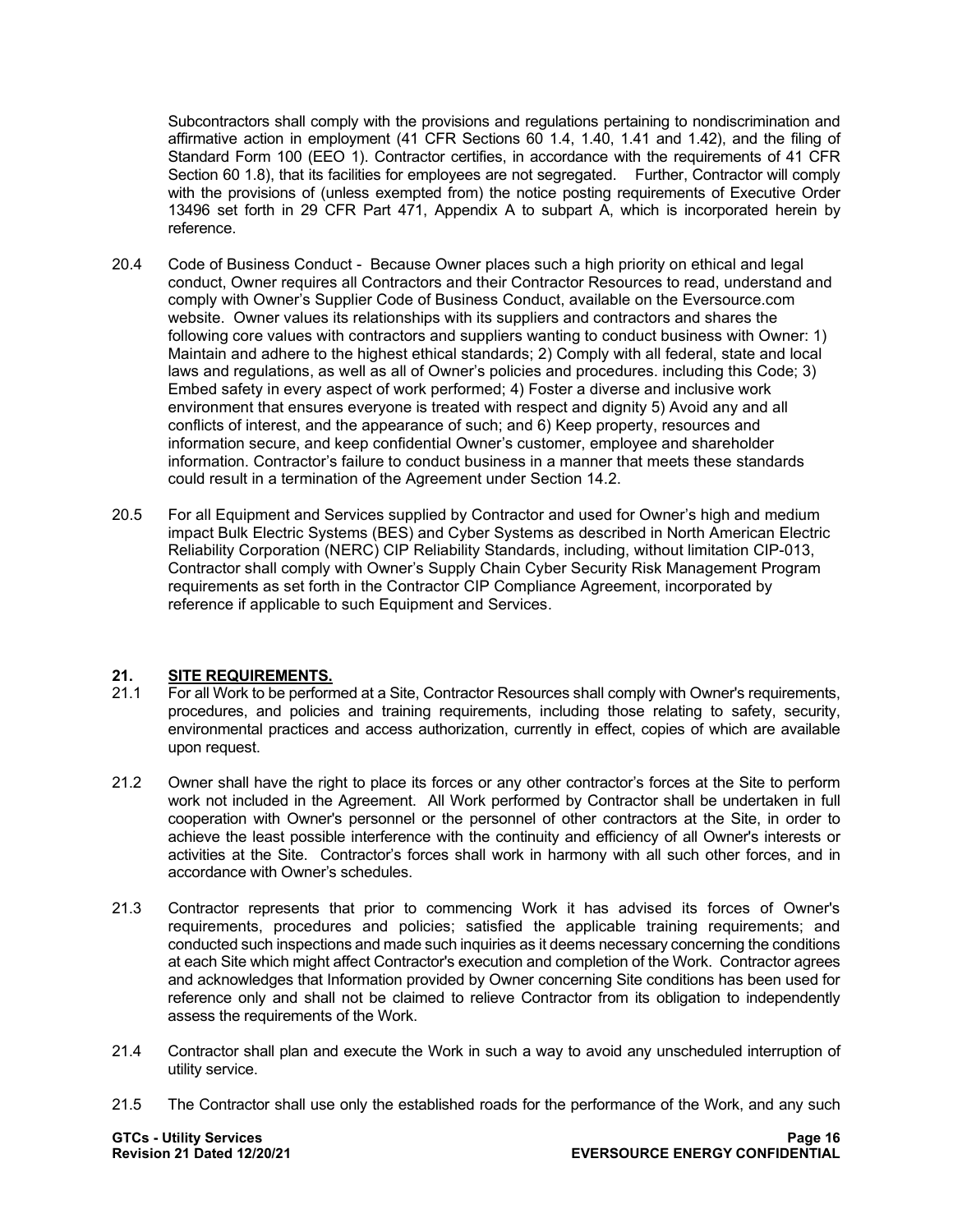Subcontractors shall comply with the provisions and regulations pertaining to nondiscrimination and affirmative action in employment (41 CFR Sections 60 1.4, 1.40, 1.41 and 1.42), and the filing of Standard Form 100 (EEO 1). Contractor certifies, in accordance with the requirements of 41 CFR Section 60 1.8), that its facilities for employees are not segregated. Further, Contractor will comply with the provisions of (unless exempted from) the notice posting requirements of Executive Order 13496 set forth in 29 CFR Part 471, Appendix A to subpart A, which is incorporated herein by reference.

20.4 Code of Business Conduct - Because Owner places such a high priority on ethical and legal conduct, Owner requires all Contractors and their Contractor Resources to read, understand and comply with Owner's Supplier Code of Business Conduct, available on the Eversource.com website. Owner values its relationships with its suppliers and contractors and shares the following core values with contractors and suppliers wanting to conduct business with Owner: 1) Maintain and adhere to the highest ethical standards; 2) Comply with all federal, state and local laws and regulations, as well as all of Owner's policies and procedures. including this Code; 3) Embed safety in every aspect of work performed; 4) Foster a diverse and inclusive work environment that ensures everyone is treated with respect and dignity 5) Avoid any and all conflicts of interest, and the appearance of such; and 6) Keep property, resources and information secure, and keep confidential Owner's customer, employee and shareholder information. Contractor's failure to conduct business in a manner that meets these standards could result in a termination of the Agreement under Section 14.2.

20.5 For all Equipment and Services supplied by Contractor and used for Owner's high and medium impact Bulk Electric Systems (BES) and Cyber Systems as described in North American Electric Reliability Corporation (NERC) CIP Reliability Standards, including, without limitation CIP-013, Contractor shall comply with Owner's Supply Chain Cyber Security Risk Management Program requirements as set forth in the Contractor CIP Compliance Agreement, incorporated by reference if applicable to such Equipment and Services.

## 21. SITE REQUIREMENTS.

21.1 For all Work to be performed at a Site, Contractor Resources shall comply with Owner's requirements, procedures, and policies and training requirements, including those relating to safety, security, environmental practices and access authorization, currently in effect, copies of which are available upon request.

21.2 Owner shall have the right to place its forces or any other contractor's forces at the Site to perform work not included in the Agreement. All Work performed by Contractor shall be undertaken in full cooperation with Owner's personnel or the personnel of other contractors at the Site, in order to achieve the least possible interference with the continuity and efficiency of all Owner's interests or activities at the Site. Contractor's forces shall work in harmony with all such other forces, and in accordance with Owner's schedules.

21.3 Contractor represents that prior to commencing Work it has advised its forces of Owner's requirements, procedures and policies; satisfied the applicable training requirements; and conducted such inspections and made such inquiries as it deems necessary concerning the conditions at each Site which might affect Contractor's execution and completion of the Work. Contractor agrees and acknowledges that Information provided by Owner concerning Site conditions has been used for reference only and shall not be claimed to relieve Contractor from its obligation to independently assess the requirements of the Work.

21.4 Contractor shall plan and execute the Work in such a way to avoid any unscheduled interruption of utility service.

21.5 The Contractor shall use only the established roads for the performance of the Work, and any such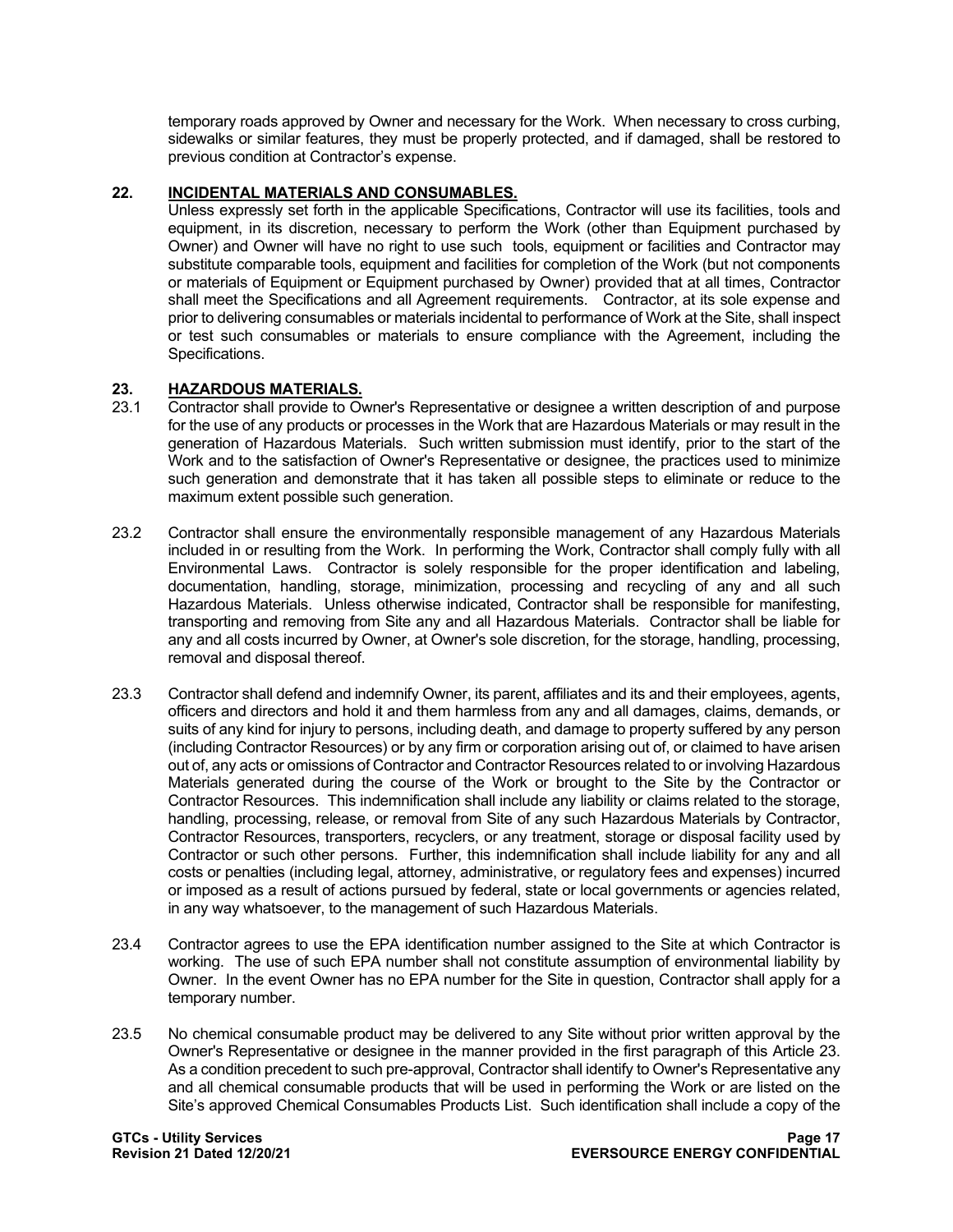temporary roads approved by Owner and necessary for the Work. When necessary to cross curbing, sidewalks or similar features, they must be properly protected, and if damaged, shall be restored to previous condition at Contractor's expense.

## 22. INCIDENTAL MATERIALS AND CONSUMABLES.

Unless expressly set forth in the applicable Specifications, Contractor will use its facilities, tools and equipment, in its discretion, necessary to perform the Work (other than Equipment purchased by Owner) and Owner will have no right to use such tools, equipment or facilities and Contractor may substitute comparable tools, equipment and facilities for completion of the Work (but not components or materials of Equipment or Equipment purchased by Owner) provided that at all times, Contractor shall meet the Specifications and all Agreement requirements. Contractor, at its sole expense and prior to delivering consumables or materials incidental to performance of Work at the Site, shall inspect or test such consumables or materials to ensure compliance with the Agreement, including the Specifications.

## 23. HAZARDOUS MATERIALS.

23.1 Contractor shall provide to Owner's Representative or designee a written description of and purpose for the use of any products or processes in the Work that are Hazardous Materials or may result in the generation of Hazardous Materials. Such written submission must identify, prior to the start of the Work and to the satisfaction of Owner's Representative or designee, the practices used to minimize such generation and demonstrate that it has taken all possible steps to eliminate or reduce to the maximum extent possible such generation.

23.2 Contractor shall ensure the environmentally responsible management of any Hazardous Materials included in or resulting from the Work. In performing the Work, Contractor shall comply fully with all Environmental Laws. Contractor is solely responsible for the proper identification and labeling, documentation, handling, storage, minimization, processing and recycling of any and all such Hazardous Materials. Unless otherwise indicated, Contractor shall be responsible for manifesting, transporting and removing from Site any and all Hazardous Materials. Contractor shall be liable for any and all costs incurred by Owner, at Owner's sole discretion, for the storage, handling, processing, removal and disposal thereof.

23.3 Contractor shall defend and indemnify Owner, its parent, affiliates and its and their employees, agents, officers and directors and hold it and them harmless from any and all damages, claims, demands, or suits of any kind for injury to persons, including death, and damage to property suffered by any person (including Contractor Resources) or by any firm or corporation arising out of, or claimed to have arisen out of, any acts or omissions of Contractor and Contractor Resources related to or involving Hazardous Materials generated during the course of the Work or brought to the Site by the Contractor or Contractor Resources. This indemnification shall include any liability or claims related to the storage, handling, processing, release, or removal from Site of any such Hazardous Materials by Contractor, Contractor Resources, transporters, recyclers, or any treatment, storage or disposal facility used by Contractor or such other persons. Further, this indemnification shall include liability for any and all costs or penalties (including legal, attorney, administrative, or regulatory fees and expenses) incurred or imposed as a result of actions pursued by federal, state or local governments or agencies related, in any way whatsoever, to the management of such Hazardous Materials.

23.4 Contractor agrees to use the EPA identification number assigned to the Site at which Contractor is working. The use of such EPA number shall not constitute assumption of environmental liability by Owner. In the event Owner has no EPA number for the Site in question, Contractor shall apply for a temporary number.

23.5 No chemical consumable product may be delivered to any Site without prior written approval by the Owner's Representative or designee in the manner provided in the first paragraph of this Article 23. As a condition precedent to such pre-approval, Contractor shall identify to Owner's Representative any and all chemical consumable products that will be used in performing the Work or are listed on the Site's approved Chemical Consumables Products List. Such identification shall include a copy of the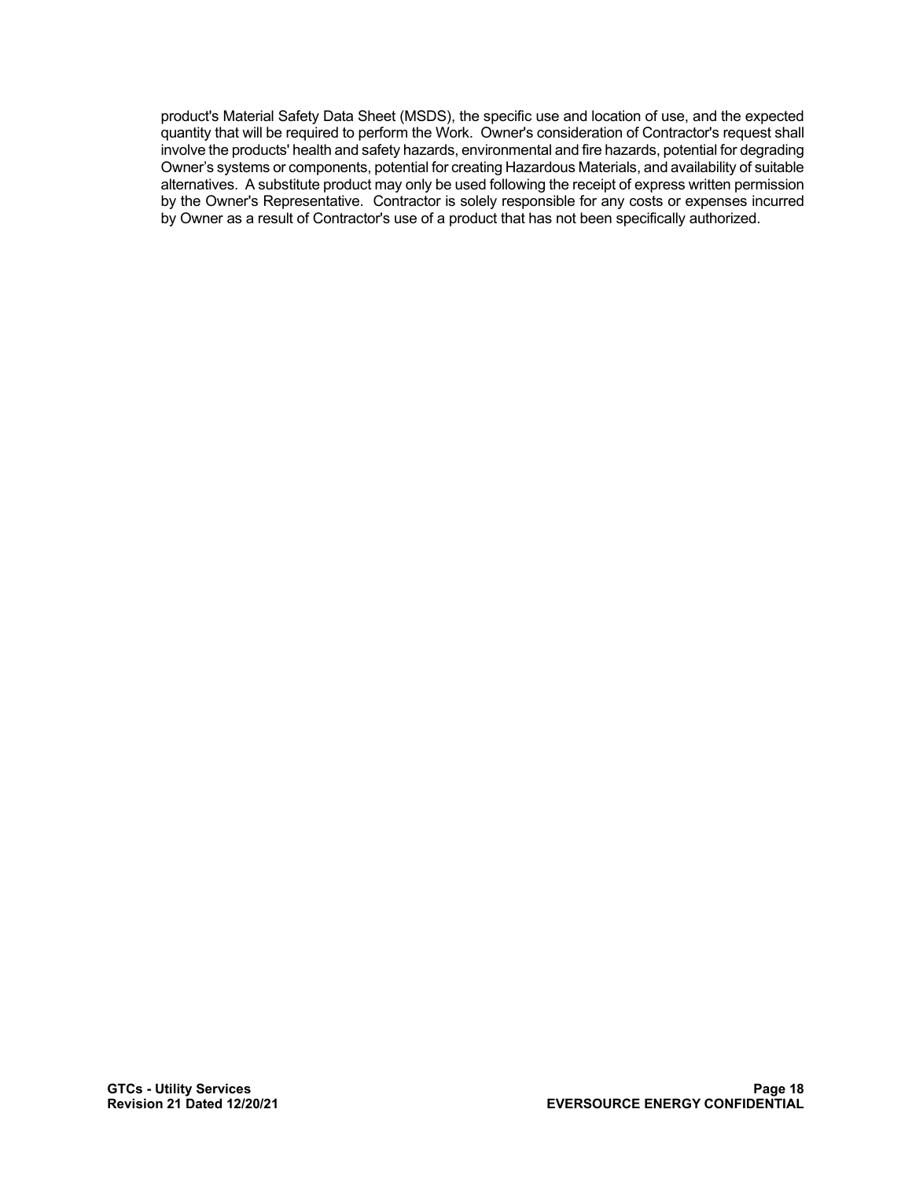product's Material Safety Data Sheet (MSDS), the specific use and location of use, and the expected quantity that will be required to perform the Work. Owner's consideration of Contractor's request shall involve the products' health and safety hazards, environmental and fire hazards, potential for degrading Owner's systems or components, potential for creating Hazardous Materials, and availability of suitable alternatives. A substitute product may only be used following the receipt of express written permission by the Owner's Representative. Contractor is solely responsible for any costs or expenses incurred by Owner as a result of Contractor's use of a product that has not been specifically authorized.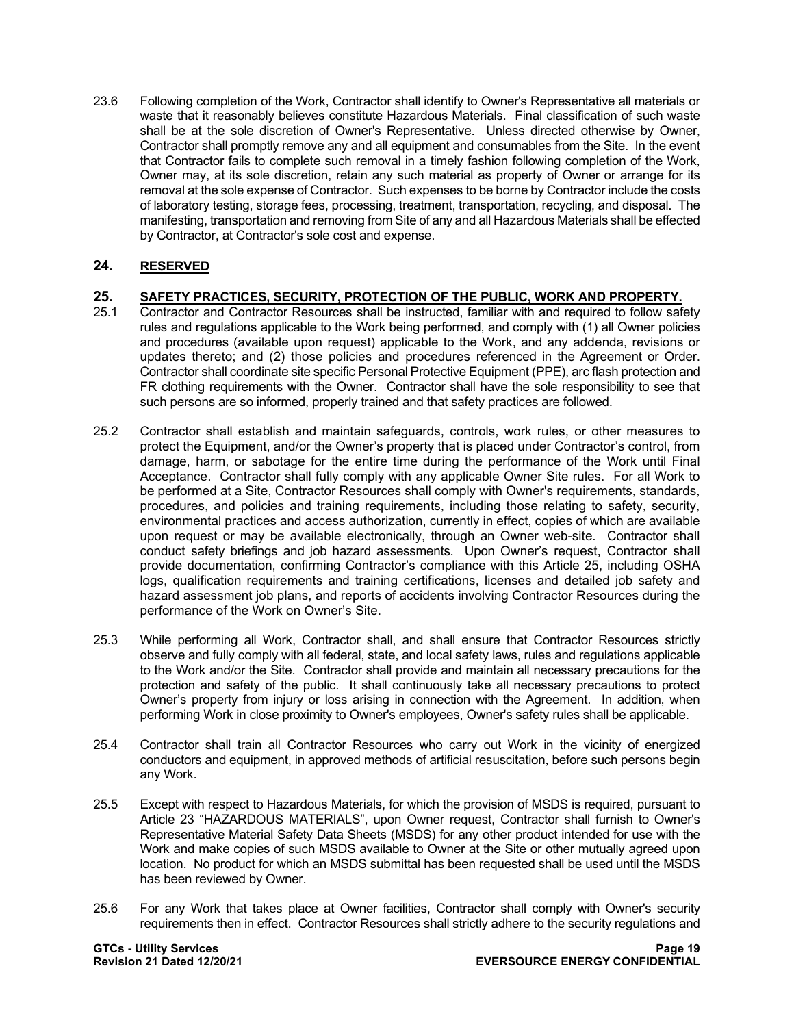23.6 Following completion of the Work, Contractor shall identify to Owner's Representative all materials or waste that it reasonably believes constitute Hazardous Materials. Final classification of such waste shall be at the sole discretion of Owner's Representative. Unless directed otherwise by Owner, Contractor shall promptly remove any and all equipment and consumables from the Site. In the event that Contractor fails to complete such removal in a timely fashion following completion of the Work, Owner may, at its sole discretion, retain any such material as property of Owner or arrange for its removal at the sole expense of Contractor. Such expenses to be borne by Contractor include the costs of laboratory testing, storage fees, processing, treatment, transportation, recycling, and disposal. The manifesting, transportation and removing from Site of any and all Hazardous Materials shall be effected by Contractor, at Contractor's sole cost and expense.

## 24. RESERVED

## 25. SAFETY PRACTICES, SECURITY, PROTECTION OF THE PUBLIC, WORK AND PROPERTY.

25.1 Contractor and Contractor Resources shall be instructed, familiar with and required to follow safety rules and regulations applicable to the Work being performed, and comply with (1) all Owner policies and procedures (available upon request) applicable to the Work, and any addenda, revisions or updates thereto; and (2) those policies and procedures referenced in the Agreement or Order. Contractor shall coordinate site specific Personal Protective Equipment (PPE), arc flash protection and FR clothing requirements with the Owner. Contractor shall have the sole responsibility to see that such persons are so informed, properly trained and that safety practices are followed.

25.2 Contractor shall establish and maintain safeguards, controls, work rules, or other measures to protect the Equipment, and/or the Owner's property that is placed under Contractor's control, from damage, harm, or sabotage for the entire time during the performance of the Work until Final Acceptance. Contractor shall fully comply with any applicable Owner Site rules. For all Work to be performed at a Site, Contractor Resources shall comply with Owner's requirements, standards, procedures, and policies and training requirements, including those relating to safety, security, environmental practices and access authorization, currently in effect, copies of which are available upon request or may be available electronically, through an Owner web-site. Contractor shall conduct safety briefings and job hazard assessments. Upon Owner's request, Contractor shall provide documentation, confirming Contractor's compliance with this Article 25, including OSHA logs, qualification requirements and training certifications, licenses and detailed job safety and hazard assessment job plans, and reports of accidents involving Contractor Resources during the performance of the Work on Owner's Site.

25.3 While performing all Work, Contractor shall, and shall ensure that Contractor Resources strictly observe and fully comply with all federal, state, and local safety laws, rules and regulations applicable to the Work and/or the Site. Contractor shall provide and maintain all necessary precautions for the protection and safety of the public. It shall continuously take all necessary precautions to protect Owner's property from injury or loss arising in connection with the Agreement. In addition, when performing Work in close proximity to Owner's employees, Owner's safety rules shall be applicable.

25.4 Contractor shall train all Contractor Resources who carry out Work in the vicinity of energized conductors and equipment, in approved methods of artificial resuscitation, before such persons begin any Work.

25.5 Except with respect to Hazardous Materials, for which the provision of MSDS is required, pursuant to Article 23 "HAZARDOUS MATERIALS", upon Owner request, Contractor shall furnish to Owner's Representative Material Safety Data Sheets (MSDS) for any other product intended for use with the Work and make copies of such MSDS available to Owner at the Site or other mutually agreed upon location. No product for which an MSDS submittal has been requested shall be used until the MSDS has been reviewed by Owner.

25.6 For any Work that takes place at Owner facilities, Contractor shall comply with Owner's security requirements then in effect. Contractor Resources shall strictly adhere to the security regulations and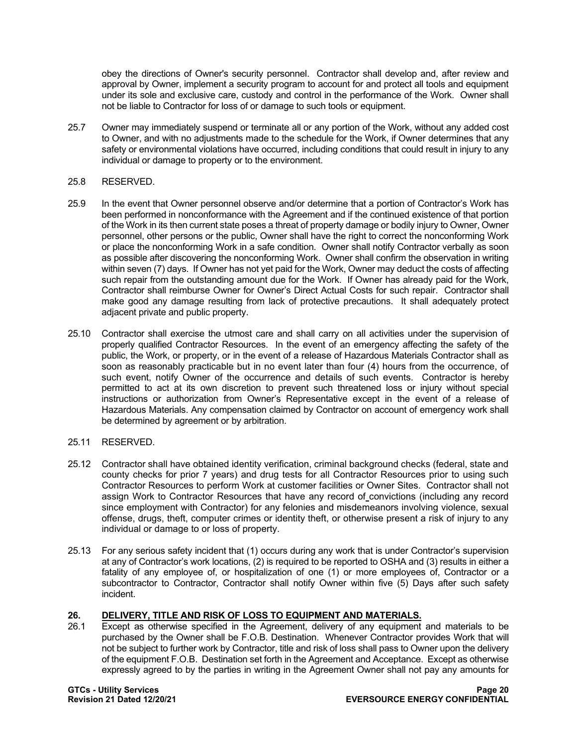obey the directions of Owner's security personnel. Contractor shall develop and, after review and approval by Owner, implement a security program to account for and protect all tools and equipment under its sole and exclusive care, custody and control in the performance of the Work. Owner shall not be liable to Contractor for loss of or damage to such tools or equipment.

25.7 Owner may immediately suspend or terminate all or any portion of the Work, without any added cost to Owner, and with no adjustments made to the schedule for the Work, if Owner determines that any safety or environmental violations have occurred, including conditions that could result in injury to any individual or damage to property or to the environment.

25.8 RESERVED.

25.9 In the event that Owner personnel observe and/or determine that a portion of Contractor's Work has been performed in nonconformance with the Agreement and if the continued existence of that portion of the Work in its then current state poses a threat of property damage or bodily injury to Owner, Owner personnel, other persons or the public, Owner shall have the right to correct the nonconforming Work or place the nonconforming Work in a safe condition. Owner shall notify Contractor verbally as soon as possible after discovering the nonconforming Work. Owner shall confirm the observation in writing within seven (7) days. If Owner has not yet paid for the Work, Owner may deduct the costs of affecting such repair from the outstanding amount due for the Work. If Owner has already paid for the Work, Contractor shall reimburse Owner for Owner's Direct Actual Costs for such repair. Contractor shall make good any damage resulting from lack of protective precautions. It shall adequately protect adjacent private and public property.

25.10 Contractor shall exercise the utmost care and shall carry on all activities under the supervision of properly qualified Contractor Resources. In the event of an emergency affecting the safety of the public, the Work, or property, or in the event of a release of Hazardous Materials Contractor shall as soon as reasonably practicable but in no event later than four (4) hours from the occurrence, of such event, notify Owner of the occurrence and details of such events. Contractor is hereby permitted to act at its own discretion to prevent such threatened loss or injury without special instructions or authorization from Owner's Representative except in the event of a release of Hazardous Materials. Any compensation claimed by Contractor on account of emergency work shall be determined by agreement or by arbitration.

25.11 RESERVED.

25.12 Contractor shall have obtained identity verification, criminal background checks (federal, state and county checks for prior 7 years) and drug tests for all Contractor Resources prior to using such Contractor Resources to perform Work at customer facilities or Owner Sites. Contractor shall not assign Work to Contractor Resources that have any record of convictions (including any record since employment with Contractor) for any felonies and misdemeanors involving violence, sexual offense, drugs, theft, computer crimes or identity theft, or otherwise present a risk of injury to any individual or damage to or loss of property.

25.13 For any serious safety incident that (1) occurs during any work that is under Contractor's supervision at any of Contractor's work locations, (2) is required to be reported to OSHA and (3) results in either a fatality of any employee of, or hospitalization of one (1) or more employees of, Contractor or a subcontractor to Contractor, Contractor shall notify Owner within five (5) Days after such safety incident.

## 26. DELIVERY, TITLE AND RISK OF LOSS TO EQUIPMENT AND MATERIALS.

26.1 Except as otherwise specified in the Agreement, delivery of any equipment and materials to be purchased by the Owner shall be F.O.B. Destination. Whenever Contractor provides Work that will not be subject to further work by Contractor, title and risk of loss shall pass to Owner upon the delivery of the equipment F.O.B. Destination set forth in the Agreement and Acceptance. Except as otherwise expressly agreed to by the parties in writing in the Agreement Owner shall not pay any amounts for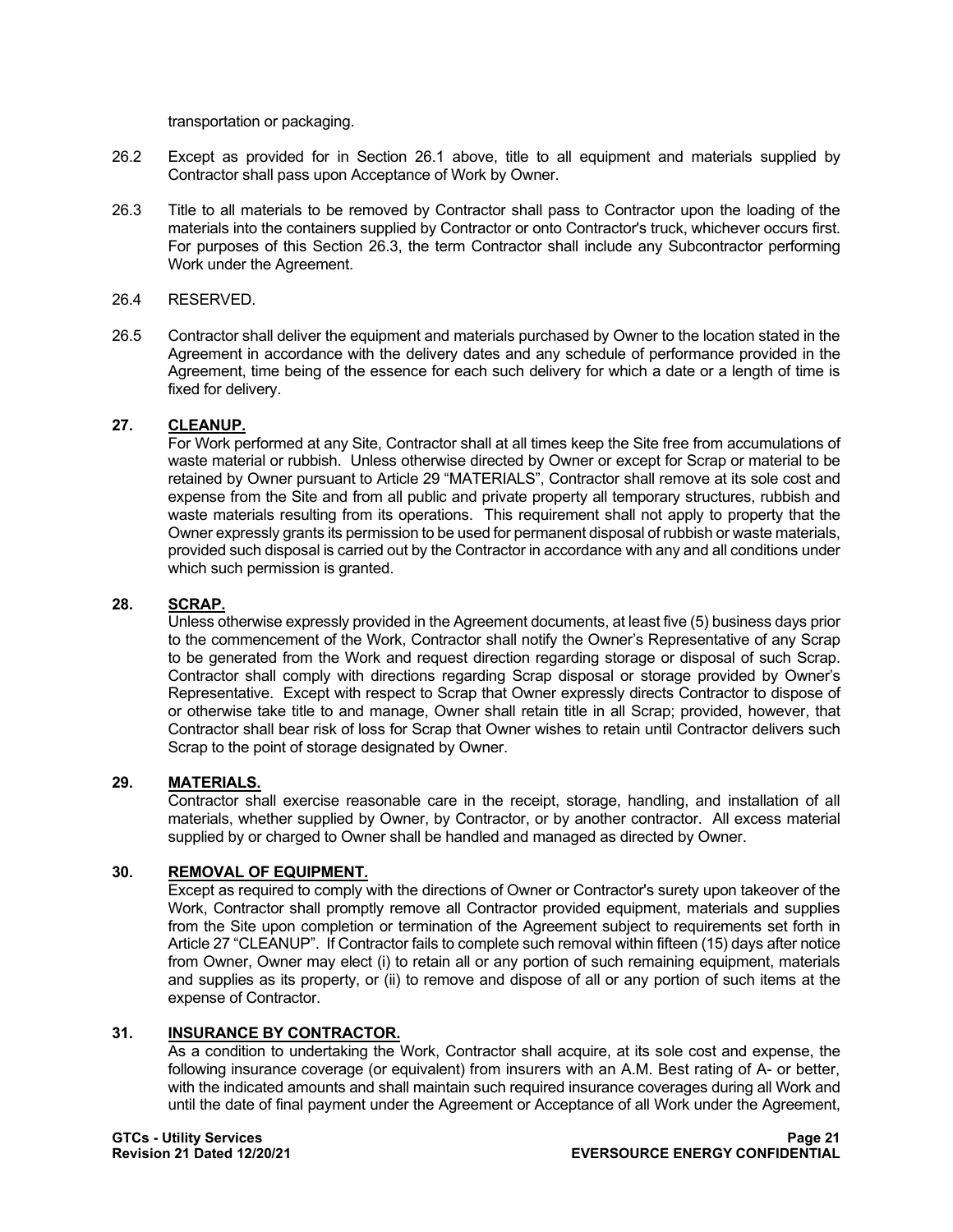transportation or packaging.

26.2 Except as provided for in Section 26.1 above, title to all equipment and materials supplied by Contractor shall pass upon Acceptance of Work by Owner.

26.3 Title to all materials to be removed by Contractor shall pass to Contractor upon the loading of the materials into the containers supplied by Contractor or onto Contractor's truck, whichever occurs first. For purposes of this Section 26.3, the term Contractor shall include any Subcontractor performing Work under the Agreement.

26.4 RESERVED.

26.5 Contractor shall deliver the equipment and materials purchased by Owner to the location stated in the Agreement in accordance with the delivery dates and any schedule of performance provided in the Agreement, time being of the essence for each such delivery for which a date or a length of time is fixed for delivery.

## 27. CLEANUP.

For Work performed at any Site, Contractor shall at all times keep the Site free from accumulations of waste material or rubbish. Unless otherwise directed by Owner or except for Scrap or material to be retained by Owner pursuant to Article 29 "MATERIALS", Contractor shall remove at its sole cost and expense from the Site and from all public and private property all temporary structures, rubbish and waste materials resulting from its operations. This requirement shall not apply to property that the Owner expressly grants its permission to be used for permanent disposal of rubbish or waste materials, provided such disposal is carried out by the Contractor in accordance with any and all conditions under which such permission is granted.

## 28. SCRAP.

Unless otherwise expressly provided in the Agreement documents, at least five (5) business days prior to the commencement of the Work, Contractor shall notify the Owner's Representative of any Scrap to be generated from the Work and request direction regarding storage or disposal of such Scrap. Contractor shall comply with directions regarding Scrap disposal or storage provided by Owner's Representative. Except with respect to Scrap that Owner expressly directs Contractor to dispose of or otherwise take title to and manage, Owner shall retain title in all Scrap; provided, however, that Contractor shall bear risk of loss for Scrap that Owner wishes to retain until Contractor delivers such Scrap to the point of storage designated by Owner.

## 29. MATERIALS.

Contractor shall exercise reasonable care in the receipt, storage, handling, and installation of all materials, whether supplied by Owner, by Contractor, or by another contractor. All excess material supplied by or charged to Owner shall be handled and managed as directed by Owner.

## 30. REMOVAL OF EQUIPMENT.

Except as required to comply with the directions of Owner or Contractor's surety upon takeover of the Work, Contractor shall promptly remove all Contractor provided equipment, materials and supplies from the Site upon completion or termination of the Agreement subject to requirements set forth in Article 27 "CLEANUP". If Contractor fails to complete such removal within fifteen (15) days after notice from Owner, Owner may elect (i) to retain all or any portion of such remaining equipment, materials and supplies as its property, or (ii) to remove and dispose of all or any portion of such items at the expense of Contractor.

## 31. INSURANCE BY CONTRACTOR.

As a condition to undertaking the Work, Contractor shall acquire, at its sole cost and expense, the following insurance coverage (or equivalent) from insurers with an A.M. Best rating of A- or better, with the indicated amounts and shall maintain such required insurance coverages during all Work and until the date of final payment under the Agreement or Acceptance of all Work under the Agreement,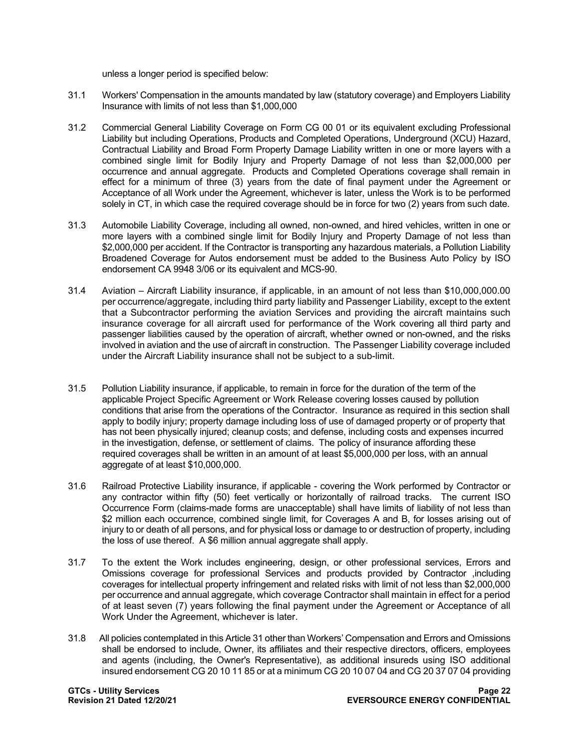unless a longer period is specified below:

31.1 Workers' Compensation in the amounts mandated by law (statutory coverage) and Employers Liability Insurance with limits of not less than $1,000,000

31.2 Commercial General Liability Coverage on Form CG 00 01 or its equivalent excluding Professional Liability but including Operations, Products and Completed Operations, Underground (XCU) Hazard, Contractual Liability and Broad Form Property Damage Liability written in one or more layers with a combined single limit for Bodily Injury and Property Damage of not less than $2,000,000 per occurrence and annual aggregate. Products and Completed Operations coverage shall remain in effect for a minimum of three (3) years from the date of final payment under the Agreement or Acceptance of all Work under the Agreement, whichever is later, unless the Work is to be performed solely in CT, in which case the required coverage should be in force for two (2) years from such date.

31.3 Automobile Liability Coverage, including all owned, non-owned, and hired vehicles, written in one or more layers with a combined single limit for Bodily Injury and Property Damage of not less than $2,000,000 per accident. If the Contractor is transporting any hazardous materials, a Pollution Liability Broadened Coverage for Autos endorsement must be added to the Business Auto Policy by ISO endorsement CA 9948 3/06 or its equivalent and MCS-90.

31.4 Aviation – Aircraft Liability insurance, if applicable, in an amount of not less than $10,000,000.00 per occurrence/aggregate, including third party liability and Passenger Liability, except to the extent that a Subcontractor performing the aviation Services and providing the aircraft maintains such insurance coverage for all aircraft used for performance of the Work covering all third party and passenger liabilities caused by the operation of aircraft, whether owned or non-owned, and the risks involved in aviation and the use of aircraft in construction. The Passenger Liability coverage included under the Aircraft Liability insurance shall not be subject to a sub-limit.

31.5 Pollution Liability insurance, if applicable, to remain in force for the duration of the term of the applicable Project Specific Agreement or Work Release covering losses caused by pollution conditions that arise from the operations of the Contractor. Insurance as required in this section shall apply to bodily injury; property damage including loss of use of damaged property or of property that has not been physically injured; cleanup costs; and defense, including costs and expenses incurred in the investigation, defense, or settlement of claims. The policy of insurance affording these required coverages shall be written in an amount of at least $5,000,000 per loss, with an annual aggregate of at least $10,000,000.

31.6 Railroad Protective Liability insurance, if applicable - covering the Work performed by Contractor or any contractor within fifty (50) feet vertically or horizontally of railroad tracks. The current ISO Occurrence Form (claims-made forms are unacceptable) shall have limits of liability of not less than $2 million each occurrence, combined single limit, for Coverages A and B, for losses arising out of injury to or death of all persons, and for physical loss or damage to or destruction of property, including the loss of use thereof. A $6 million annual aggregate shall apply.

31.7 To the extent the Work includes engineering, design, or other professional services, Errors and Omissions coverage for professional Services and products provided by Contractor ,including coverages for intellectual property infringement and related risks with limit of not less than $2,000,000 per occurrence and annual aggregate, which coverage Contractor shall maintain in effect for a period of at least seven (7) years following the final payment under the Agreement or Acceptance of all Work Under the Agreement, whichever is later.

31.8 All policies contemplated in this Article 31 other than Workers' Compensation and Errors and Omissions shall be endorsed to include, Owner, its affiliates and their respective directors, officers, employees and agents (including, the Owner's Representative), as additional insureds using ISO additional insured endorsement CG 20 10 11 85 or at a minimum CG 20 10 07 04 and CG 20 37 07 04 providing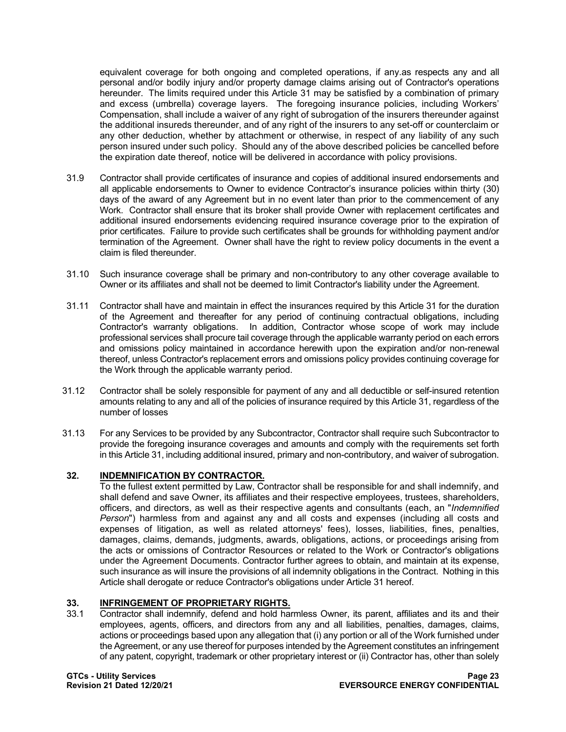equivalent coverage for both ongoing and completed operations, if any.as respects any and all personal and/or bodily injury and/or property damage claims arising out of Contractor's operations hereunder. The limits required under this Article 31 may be satisfied by a combination of primary and excess (umbrella) coverage layers. The foregoing insurance policies, including Workers' Compensation, shall include a waiver of any right of subrogation of the insurers thereunder against the additional insureds thereunder, and of any right of the insurers to any set-off or counterclaim or any other deduction, whether by attachment or otherwise, in respect of any liability of any such person insured under such policy. Should any of the above described policies be cancelled before the expiration date thereof, notice will be delivered in accordance with policy provisions.

31.9 Contractor shall provide certificates of insurance and copies of additional insured endorsements and all applicable endorsements to Owner to evidence Contractor's insurance policies within thirty (30) days of the award of any Agreement but in no event later than prior to the commencement of any Work. Contractor shall ensure that its broker shall provide Owner with replacement certificates and additional insured endorsements evidencing required insurance coverage prior to the expiration of prior certificates. Failure to provide such certificates shall be grounds for withholding payment and/or termination of the Agreement. Owner shall have the right to review policy documents in the event a claim is filed thereunder.

31.10 Such insurance coverage shall be primary and non-contributory to any other coverage available to Owner or its affiliates and shall not be deemed to limit Contractor's liability under the Agreement.

31.11 Contractor shall have and maintain in effect the insurances required by this Article 31 for the duration of the Agreement and thereafter for any period of continuing contractual obligations, including Contractor's warranty obligations. In addition, Contractor whose scope of work may include professional services shall procure tail coverage through the applicable warranty period on each errors and omissions policy maintained in accordance herewith upon the expiration and/or non-renewal thereof, unless Contractor's replacement errors and omissions policy provides continuing coverage for the Work through the applicable warranty period.

31.12 Contractor shall be solely responsible for payment of any and all deductible or self-insured retention amounts relating to any and all of the policies of insurance required by this Article 31, regardless of the number of losses

31.13 For any Services to be provided by any Subcontractor, Contractor shall require such Subcontractor to provide the foregoing insurance coverages and amounts and comply with the requirements set forth in this Article 31, including additional insured, primary and non-contributory, and waiver of subrogation.

## 32. INDEMNIFICATION BY CONTRACTOR.

To the fullest extent permitted by Law, Contractor shall be responsible for and shall indemnify, and shall defend and save Owner, its affiliates and their respective employees, trustees, shareholders, officers, and directors, as well as their respective agents and consultants (each, an "*Indemnified Person*") harmless from and against any and all costs and expenses (including all costs and expenses of litigation, as well as related attorneys' fees), losses, liabilities, fines, penalties, damages, claims, demands, judgments, awards, obligations, actions, or proceedings arising from the acts or omissions of Contractor Resources or related to the Work or Contractor's obligations under the Agreement Documents. Contractor further agrees to obtain, and maintain at its expense, such insurance as will insure the provisions of all indemnity obligations in the Contract. Nothing in this Article shall derogate or reduce Contractor's obligations under Article 31 hereof.

## 33. INFRINGEMENT OF PROPRIETARY RIGHTS.

33.1 Contractor shall indemnify, defend and hold harmless Owner, its parent, affiliates and its and their employees, agents, officers, and directors from any and all liabilities, penalties, damages, claims, actions or proceedings based upon any allegation that (i) any portion or all of the Work furnished under the Agreement, or any use thereof for purposes intended by the Agreement constitutes an infringement of any patent, copyright, trademark or other proprietary interest or (ii) Contractor has, other than solely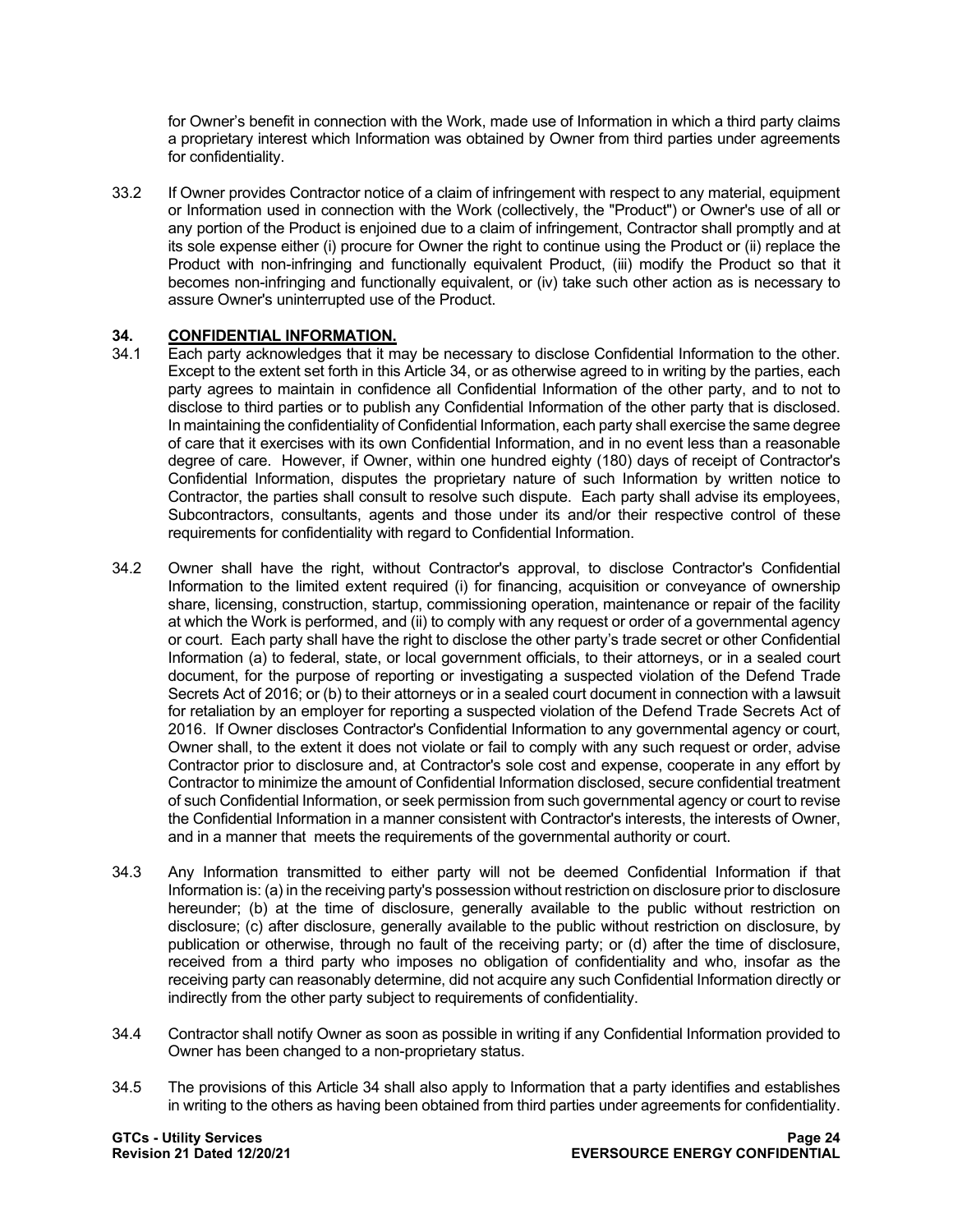for Owner's benefit in connection with the Work, made use of Information in which a third party claims a proprietary interest which Information was obtained by Owner from third parties under agreements for confidentiality.

33.2 If Owner provides Contractor notice of a claim of infringement with respect to any material, equipment or Information used in connection with the Work (collectively, the "Product") or Owner's use of all or any portion of the Product is enjoined due to a claim of infringement, Contractor shall promptly and at its sole expense either (i) procure for Owner the right to continue using the Product or (ii) replace the Product with non-infringing and functionally equivalent Product, (iii) modify the Product so that it becomes non-infringing and functionally equivalent, or (iv) take such other action as is necessary to assure Owner's uninterrupted use of the Product.

## 34. <u>CONFIDENTIAL INFORMATION.</u>

34.1 Each party acknowledges that it may be necessary to disclose Confidential Information to the other. Except to the extent set forth in this Article 34, or as otherwise agreed to in writing by the parties, each party agrees to maintain in confidence all Confidential Information of the other party, and to not to disclose to third parties or to publish any Confidential Information of the other party that is disclosed. In maintaining the confidentiality of Confidential Information, each party shall exercise the same degree of care that it exercises with its own Confidential Information, and in no event less than a reasonable degree of care. However, if Owner, within one hundred eighty (180) days of receipt of Contractor's Confidential Information, disputes the proprietary nature of such Information by written notice to Contractor, the parties shall consult to resolve such dispute. Each party shall advise its employees, Subcontractors, consultants, agents and those under its and/or their respective control of these requirements for confidentiality with regard to Confidential Information.

34.2 Owner shall have the right, without Contractor's approval, to disclose Contractor's Confidential Information to the limited extent required (i) for financing, acquisition or conveyance of ownership share, licensing, construction, startup, commissioning operation, maintenance or repair of the facility at which the Work is performed, and (ii) to comply with any request or order of a governmental agency or court. Each party shall have the right to disclose the other party's trade secret or other Confidential Information (a) to federal, state, or local government officials, to their attorneys, or in a sealed court document, for the purpose of reporting or investigating a suspected violation of the Defend Trade Secrets Act of 2016; or (b) to their attorneys or in a sealed court document in connection with a lawsuit for retaliation by an employer for reporting a suspected violation of the Defend Trade Secrets Act of 2016. If Owner discloses Contractor's Confidential Information to any governmental agency or court, Owner shall, to the extent it does not violate or fail to comply with any such request or order, advise Contractor prior to disclosure and, at Contractor's sole cost and expense, cooperate in any effort by Contractor to minimize the amount of Confidential Information disclosed, secure confidential treatment of such Confidential Information, or seek permission from such governmental agency or court to revise the Confidential Information in a manner consistent with Contractor's interests, the interests of Owner, and in a manner that meets the requirements of the governmental authority or court.

34.3 Any Information transmitted to either party will not be deemed Confidential Information if that Information is: (a) in the receiving party's possession without restriction on disclosure prior to disclosure hereunder; (b) at the time of disclosure, generally available to the public without restriction on disclosure; (c) after disclosure, generally available to the public without restriction on disclosure, by publication or otherwise, through no fault of the receiving party; or (d) after the time of disclosure, received from a third party who imposes no obligation of confidentiality and who, insofar as the receiving party can reasonably determine, did not acquire any such Confidential Information directly or indirectly from the other party subject to requirements of confidentiality.

34.4 Contractor shall notify Owner as soon as possible in writing if any Confidential Information provided to Owner has been changed to a non-proprietary status.

34.5 The provisions of this Article 34 shall also apply to Information that a party identifies and establishes in writing to the others as having been obtained from third parties under agreements for confidentiality.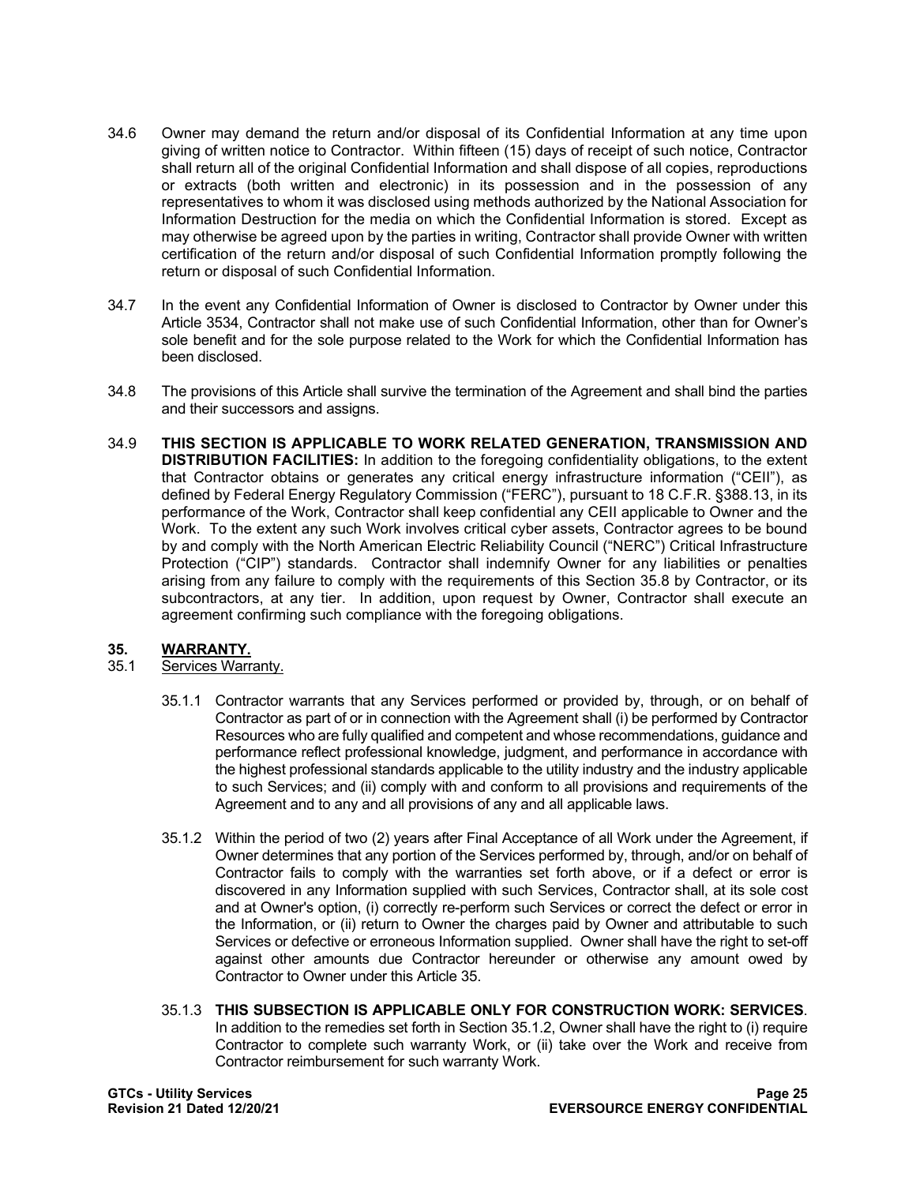34.6 Owner may demand the return and/or disposal of its Confidential Information at any time upon giving of written notice to Contractor. Within fifteen (15) days of receipt of such notice, Contractor shall return all of the original Confidential Information and shall dispose of all copies, reproductions or extracts (both written and electronic) in its possession and in the possession of any representatives to whom it was disclosed using methods authorized by the National Association for Information Destruction for the media on which the Confidential Information is stored. Except as may otherwise be agreed upon by the parties in writing, Contractor shall provide Owner with written certification of the return and/or disposal of such Confidential Information promptly following the return or disposal of such Confidential Information.

34.7 In the event any Confidential Information of Owner is disclosed to Contractor by Owner under this Article 3534, Contractor shall not make use of such Confidential Information, other than for Owner's sole benefit and for the sole purpose related to the Work for which the Confidential Information has been disclosed.

34.8 The provisions of this Article shall survive the termination of the Agreement and shall bind the parties and their successors and assigns.

34.9 **THIS SECTION IS APPLICABLE TO WORK RELATED GENERATION, TRANSMISSION AND DISTRIBUTION FACILITIES:** In addition to the foregoing confidentiality obligations, to the extent that Contractor obtains or generates any critical energy infrastructure information ("CEII"), as defined by Federal Energy Regulatory Commission ("FERC"), pursuant to 18 C.F.R. §388.13, in its performance of the Work, Contractor shall keep confidential any CEII applicable to Owner and the Work. To the extent any such Work involves critical cyber assets, Contractor agrees to be bound by and comply with the North American Electric Reliability Council ("NERC") Critical Infrastructure Protection ("CIP") standards. Contractor shall indemnify Owner for any liabilities or penalties arising from any failure to comply with the requirements of this Section 35.8 by Contractor, or its subcontractors, at any tier. In addition, upon request by Owner, Contractor shall execute an agreement confirming such compliance with the foregoing obligations.

## 35. WARRANTY.

35.1 Services Warranty.

35.1.1 Contractor warrants that any Services performed or provided by, through, or on behalf of Contractor as part of or in connection with the Agreement shall (i) be performed by Contractor Resources who are fully qualified and competent and whose recommendations, guidance and performance reflect professional knowledge, judgment, and performance in accordance with the highest professional standards applicable to the utility industry and the industry applicable to such Services; and (ii) comply with and conform to all provisions and requirements of the Agreement and to any and all provisions of any and all applicable laws.

35.1.2 Within the period of two (2) years after Final Acceptance of all Work under the Agreement, if Owner determines that any portion of the Services performed by, through, and/or on behalf of Contractor fails to comply with the warranties set forth above, or if a defect or error is discovered in any Information supplied with such Services, Contractor shall, at its sole cost and at Owner's option, (i) correctly re-perform such Services or correct the defect or error in the Information, or (ii) return to Owner the charges paid by Owner and attributable to such Services or defective or erroneous Information supplied. Owner shall have the right to set-off against other amounts due Contractor hereunder or otherwise any amount owed by Contractor to Owner under this Article 35.

35.1.3 **THIS SUBSECTION IS APPLICABLE ONLY FOR CONSTRUCTION WORK: SERVICES**. In addition to the remedies set forth in Section 35.1.2, Owner shall have the right to (i) require Contractor to complete such warranty Work, or (ii) take over the Work and receive from Contractor reimbursement for such warranty Work.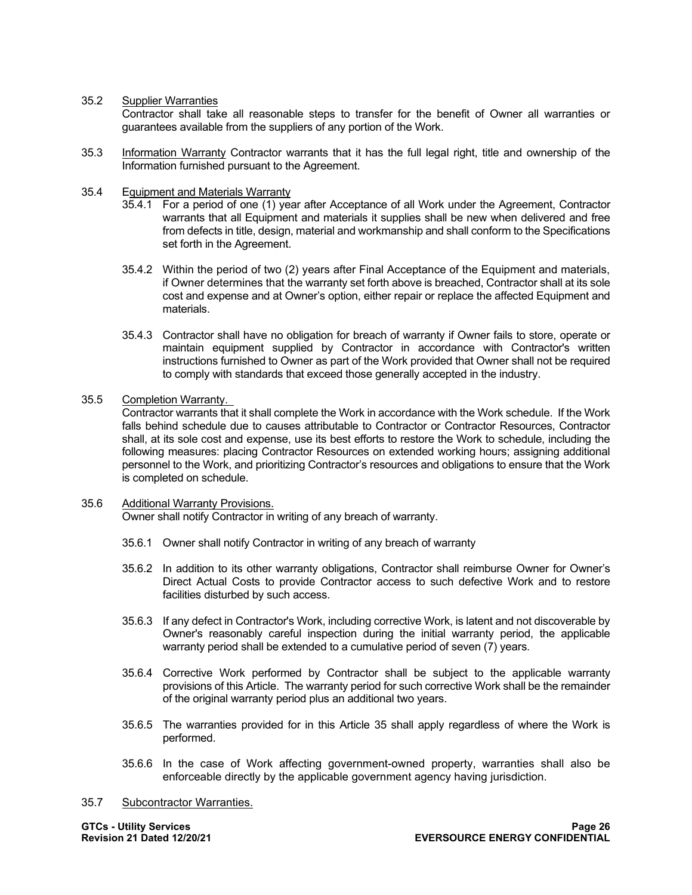35.2 Supplier Warranties

Contractor shall take all reasonable steps to transfer for the benefit of Owner all warranties or guarantees available from the suppliers of any portion of the Work.

35.3 Information Warranty Contractor warrants that it has the full legal right, title and ownership of the Information furnished pursuant to the Agreement.

35.4 Equipment and Materials Warranty

35.4.1 For a period of one (1) year after Acceptance of all Work under the Agreement, Contractor warrants that all Equipment and materials it supplies shall be new when delivered and free from defects in title, design, material and workmanship and shall conform to the Specifications set forth in the Agreement.

35.4.2 Within the period of two (2) years after Final Acceptance of the Equipment and materials, if Owner determines that the warranty set forth above is breached, Contractor shall at its sole cost and expense and at Owner's option, either repair or replace the affected Equipment and materials.

35.4.3 Contractor shall have no obligation for breach of warranty if Owner fails to store, operate or maintain equipment supplied by Contractor in accordance with Contractor's written instructions furnished to Owner as part of the Work provided that Owner shall not be required to comply with standards that exceed those generally accepted in the industry.

35.5 Completion Warranty.

Contractor warrants that it shall complete the Work in accordance with the Work schedule. If the Work falls behind schedule due to causes attributable to Contractor or Contractor Resources, Contractor shall, at its sole cost and expense, use its best efforts to restore the Work to schedule, including the following measures: placing Contractor Resources on extended working hours; assigning additional personnel to the Work, and prioritizing Contractor's resources and obligations to ensure that the Work is completed on schedule.

35.6 Additional Warranty Provisions.

Owner shall notify Contractor in writing of any breach of warranty.

35.6.1 Owner shall notify Contractor in writing of any breach of warranty

35.6.2 In addition to its other warranty obligations, Contractor shall reimburse Owner for Owner's Direct Actual Costs to provide Contractor access to such defective Work and to restore facilities disturbed by such access.

35.6.3 If any defect in Contractor's Work, including corrective Work, is latent and not discoverable by Owner's reasonably careful inspection during the initial warranty period, the applicable warranty period shall be extended to a cumulative period of seven (7) years.

35.6.4 Corrective Work performed by Contractor shall be subject to the applicable warranty provisions of this Article. The warranty period for such corrective Work shall be the remainder of the original warranty period plus an additional two years.

35.6.5 The warranties provided for in this Article 35 shall apply regardless of where the Work is performed.

35.6.6 In the case of Work affecting government-owned property, warranties shall also be enforceable directly by the applicable government agency having jurisdiction.

35.7 Subcontractor Warranties.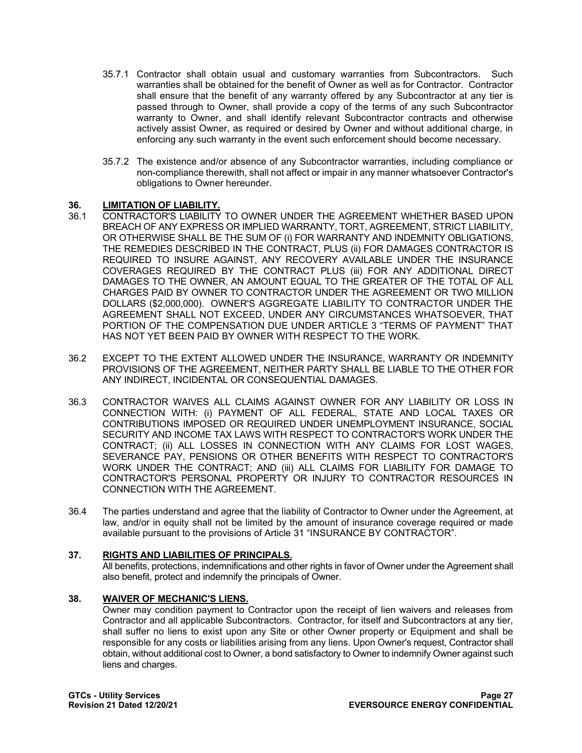35.7.1 Contractor shall obtain usual and customary warranties from Subcontractors. Such warranties shall be obtained for the benefit of Owner as well as for Contractor. Contractor shall ensure that the benefit of any warranty offered by any Subcontractor at any tier is passed through to Owner, shall provide a copy of the terms of any such Subcontractor warranty to Owner, and shall identify relevant Subcontractor contracts and otherwise actively assist Owner, as required or desired by Owner and without additional charge, in enforcing any such warranty in the event such enforcement should become necessary.

35.7.2 The existence and/or absence of any Subcontractor warranties, including compliance or non-compliance therewith, shall not affect or impair in any manner whatsoever Contractor's obligations to Owner hereunder.

## 36. LIMITATION OF LIABILITY.

36.1 CONTRACTOR'S LIABILITY TO OWNER UNDER THE AGREEMENT WHETHER BASED UPON BREACH OF ANY EXPRESS OR IMPLIED WARRANTY, TORT, AGREEMENT, STRICT LIABILITY, OR OTHERWISE SHALL BE THE SUM OF (i) FOR WARRANTY AND INDEMNITY OBLIGATIONS, THE REMEDIES DESCRIBED IN THE CONTRACT, PLUS (ii) FOR DAMAGES CONTRACTOR IS REQUIRED TO INSURE AGAINST, ANY RECOVERY AVAILABLE UNDER THE INSURANCE COVERAGES REQUIRED BY THE CONTRACT PLUS (iii) FOR ANY ADDITIONAL DIRECT DAMAGES TO THE OWNER, AN AMOUNT EQUAL TO THE GREATER OF THE TOTAL OF ALL CHARGES PAID BY OWNER TO CONTRACTOR UNDER THE AGREEMENT OR TWO MILLION DOLLARS ($2,000,000). OWNER'S AGGREGATE LIABILITY TO CONTRACTOR UNDER THE AGREEMENT SHALL NOT EXCEED, UNDER ANY CIRCUMSTANCES WHATSOEVER, THAT PORTION OF THE COMPENSATION DUE UNDER ARTICLE 3 "TERMS OF PAYMENT" THAT HAS NOT YET BEEN PAID BY OWNER WITH RESPECT TO THE WORK.

36.2 EXCEPT TO THE EXTENT ALLOWED UNDER THE INSURANCE, WARRANTY OR INDEMNITY PROVISIONS OF THE AGREEMENT, NEITHER PARTY SHALL BE LIABLE TO THE OTHER FOR ANY INDIRECT, INCIDENTAL OR CONSEQUENTIAL DAMAGES.

36.3 CONTRACTOR WAIVES ALL CLAIMS AGAINST OWNER FOR ANY LIABILITY OR LOSS IN CONNECTION WITH: (i) PAYMENT OF ALL FEDERAL, STATE AND LOCAL TAXES OR CONTRIBUTIONS IMPOSED OR REQUIRED UNDER UNEMPLOYMENT INSURANCE, SOCIAL SECURITY AND INCOME TAX LAWS WITH RESPECT TO CONTRACTOR'S WORK UNDER THE CONTRACT; (ii) ALL LOSSES IN CONNECTION WITH ANY CLAIMS FOR LOST WAGES, SEVERANCE PAY, PENSIONS OR OTHER BENEFITS WITH RESPECT TO CONTRACTOR'S WORK UNDER THE CONTRACT; AND (iii) ALL CLAIMS FOR LIABILITY FOR DAMAGE TO CONTRACTOR'S PERSONAL PROPERTY OR INJURY TO CONTRACTOR RESOURCES IN CONNECTION WITH THE AGREEMENT.

36.4 The parties understand and agree that the liability of Contractor to Owner under the Agreement, at law, and/or in equity shall not be limited by the amount of insurance coverage required or made available pursuant to the provisions of Article 31 "INSURANCE BY CONTRACTOR".

## 37. RIGHTS AND LIABILITIES OF PRINCIPALS.

All benefits, protections, indemnifications and other rights in favor of Owner under the Agreement shall also benefit, protect and indemnify the principals of Owner.

## 38. WAIVER OF MECHANIC'S LIENS.

Owner may condition payment to Contractor upon the receipt of lien waivers and releases from Contractor and all applicable Subcontractors. Contractor, for itself and Subcontractors at any tier, shall suffer no liens to exist upon any Site or other Owner property or Equipment and shall be responsible for any costs or liabilities arising from any liens. Upon Owner's request, Contractor shall obtain, without additional cost to Owner, a bond satisfactory to Owner to indemnify Owner against such liens and charges.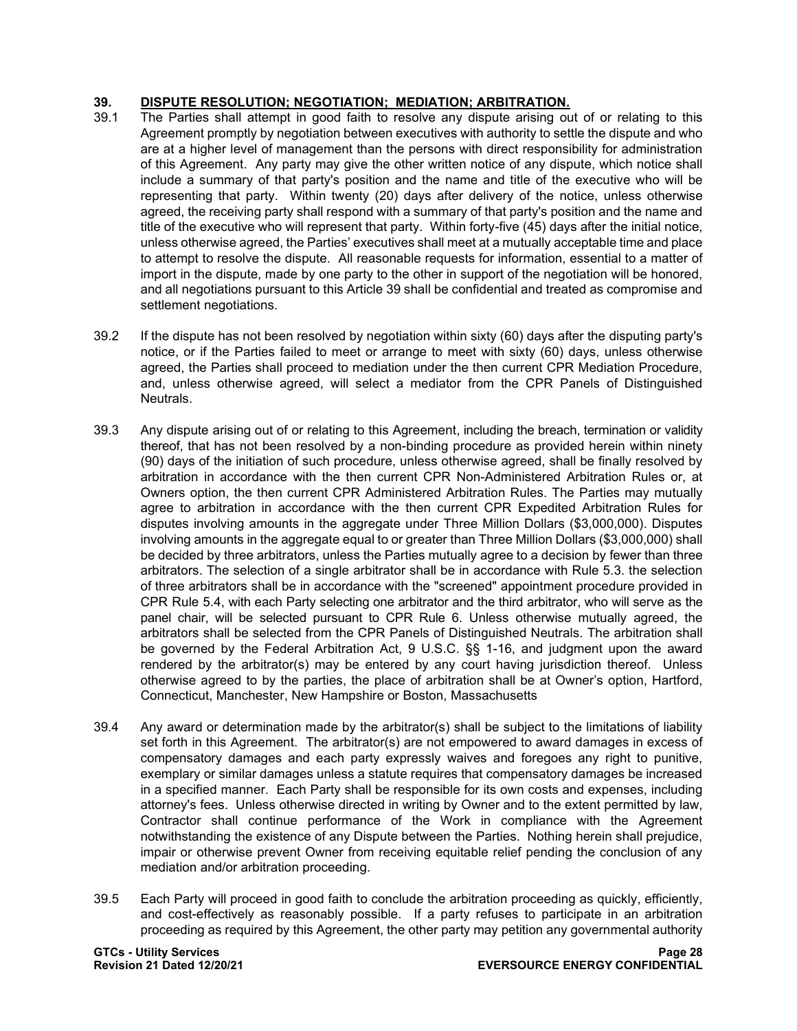## 39. DISPUTE RESOLUTION; NEGOTIATION; MEDIATION; ARBITRATION.

39.1 The Parties shall attempt in good faith to resolve any dispute arising out of or relating to this Agreement promptly by negotiation between executives with authority to settle the dispute and who are at a higher level of management than the persons with direct responsibility for administration of this Agreement. Any party may give the other written notice of any dispute, which notice shall include a summary of that party's position and the name and title of the executive who will be representing that party. Within twenty (20) days after delivery of the notice, unless otherwise agreed, the receiving party shall respond with a summary of that party's position and the name and title of the executive who will represent that party. Within forty-five (45) days after the initial notice, unless otherwise agreed, the Parties' executives shall meet at a mutually acceptable time and place to attempt to resolve the dispute. All reasonable requests for information, essential to a matter of import in the dispute, made by one party to the other in support of the negotiation will be honored, and all negotiations pursuant to this Article 39 shall be confidential and treated as compromise and settlement negotiations.

39.2 If the dispute has not been resolved by negotiation within sixty (60) days after the disputing party's notice, or if the Parties failed to meet or arrange to meet with sixty (60) days, unless otherwise agreed, the Parties shall proceed to mediation under the then current CPR Mediation Procedure, and, unless otherwise agreed, will select a mediator from the CPR Panels of Distinguished Neutrals.

39.3 Any dispute arising out of or relating to this Agreement, including the breach, termination or validity thereof, that has not been resolved by a non-binding procedure as provided herein within ninety (90) days of the initiation of such procedure, unless otherwise agreed, shall be finally resolved by arbitration in accordance with the then current CPR Non-Administered Arbitration Rules or, at Owners option, the then current CPR Administered Arbitration Rules. The Parties may mutually agree to arbitration in accordance with the then current CPR Expedited Arbitration Rules for disputes involving amounts in the aggregate under Three Million Dollars ($3,000,000). Disputes involving amounts in the aggregate equal to or greater than Three Million Dollars ($3,000,000) shall be decided by three arbitrators, unless the Parties mutually agree to a decision by fewer than three arbitrators. The selection of a single arbitrator shall be in accordance with Rule 5.3. the selection of three arbitrators shall be in accordance with the "screened" appointment procedure provided in CPR Rule 5.4, with each Party selecting one arbitrator and the third arbitrator, who will serve as the panel chair, will be selected pursuant to CPR Rule 6. Unless otherwise mutually agreed, the arbitrators shall be selected from the CPR Panels of Distinguished Neutrals. The arbitration shall be governed by the Federal Arbitration Act, 9 U.S.C. §§ 1-16, and judgment upon the award rendered by the arbitrator(s) may be entered by any court having jurisdiction thereof. Unless otherwise agreed to by the parties, the place of arbitration shall be at Owner's option, Hartford, Connecticut, Manchester, New Hampshire or Boston, Massachusetts

39.4 Any award or determination made by the arbitrator(s) shall be subject to the limitations of liability set forth in this Agreement. The arbitrator(s) are not empowered to award damages in excess of compensatory damages and each party expressly waives and foregoes any right to punitive, exemplary or similar damages unless a statute requires that compensatory damages be increased in a specified manner. Each Party shall be responsible for its own costs and expenses, including attorney's fees. Unless otherwise directed in writing by Owner and to the extent permitted by law, Contractor shall continue performance of the Work in compliance with the Agreement notwithstanding the existence of any Dispute between the Parties. Nothing herein shall prejudice, impair or otherwise prevent Owner from receiving equitable relief pending the conclusion of any mediation and/or arbitration proceeding.

39.5 Each Party will proceed in good faith to conclude the arbitration proceeding as quickly, efficiently, and cost-effectively as reasonably possible. If a party refuses to participate in an arbitration proceeding as required by this Agreement, the other party may petition any governmental authority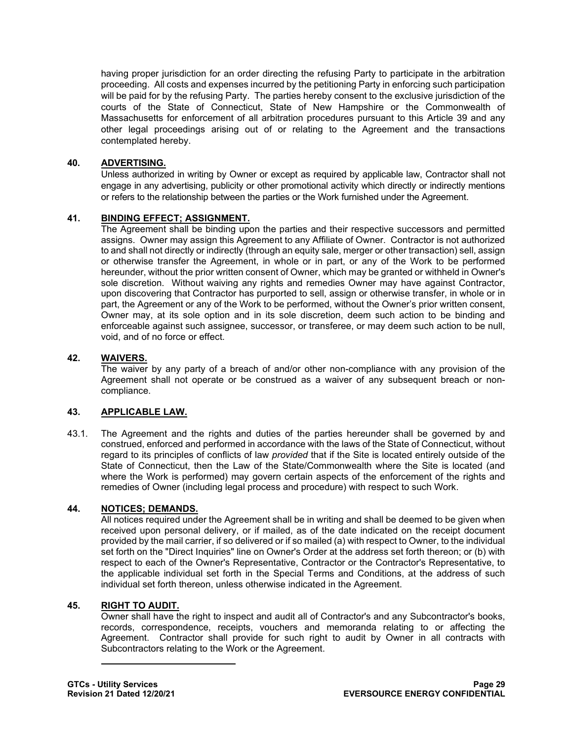having proper jurisdiction for an order directing the refusing Party to participate in the arbitration proceeding. All costs and expenses incurred by the petitioning Party in enforcing such participation will be paid for by the refusing Party. The parties hereby consent to the exclusive jurisdiction of the courts of the State of Connecticut, State of New Hampshire or the Commonwealth of Massachusetts for enforcement of all arbitration procedures pursuant to this Article 39 and any other legal proceedings arising out of or relating to the Agreement and the transactions contemplated hereby.

## 40. ADVERTISING.

Unless authorized in writing by Owner or except as required by applicable law, Contractor shall not engage in any advertising, publicity or other promotional activity which directly or indirectly mentions or refers to the relationship between the parties or the Work furnished under the Agreement.

## 41. BINDING EFFECT; ASSIGNMENT.

The Agreement shall be binding upon the parties and their respective successors and permitted assigns. Owner may assign this Agreement to any Affiliate of Owner. Contractor is not authorized to and shall not directly or indirectly (through an equity sale, merger or other transaction) sell, assign or otherwise transfer the Agreement, in whole or in part, or any of the Work to be performed hereunder, without the prior written consent of Owner, which may be granted or withheld in Owner's sole discretion. Without waiving any rights and remedies Owner may have against Contractor, upon discovering that Contractor has purported to sell, assign or otherwise transfer, in whole or in part, the Agreement or any of the Work to be performed, without the Owner's prior written consent, Owner may, at its sole option and in its sole discretion, deem such action to be binding and enforceable against such assignee, successor, or transferee, or may deem such action to be null, void, and of no force or effect.

## 42. WAIVERS.

The waiver by any party of a breach of and/or other non-compliance with any provision of the Agreement shall not operate or be construed as a waiver of any subsequent breach or non-compliance.

## 43. APPLICABLE LAW.

43.1. The Agreement and the rights and duties of the parties hereunder shall be governed by and construed, enforced and performed in accordance with the laws of the State of Connecticut, without regard to its principles of conflicts of law *provided* that if the Site is located entirely outside of the State of Connecticut, then the Law of the State/Commonwealth where the Site is located (and where the Work is performed) may govern certain aspects of the enforcement of the rights and remedies of Owner (including legal process and procedure) with respect to such Work.

## 44. NOTICES; DEMANDS.

All notices required under the Agreement shall be in writing and shall be deemed to be given when received upon personal delivery, or if mailed, as of the date indicated on the receipt document provided by the mail carrier, if so delivered or if so mailed (a) with respect to Owner, to the individual set forth on the "Direct Inquiries" line on Owner's Order at the address set forth thereon; or (b) with respect to each of the Owner's Representative, Contractor or the Contractor's Representative, to the applicable individual set forth in the Special Terms and Conditions, at the address of such individual set forth thereon, unless otherwise indicated in the Agreement.

## 45. RIGHT TO AUDIT.

Owner shall have the right to inspect and audit all of Contractor's and any Subcontractor's books, records, correspondence, receipts, vouchers and memoranda relating to or affecting the Agreement. Contractor shall provide for such right to audit by Owner in all contracts with Subcontractors relating to the Work or the Agreement.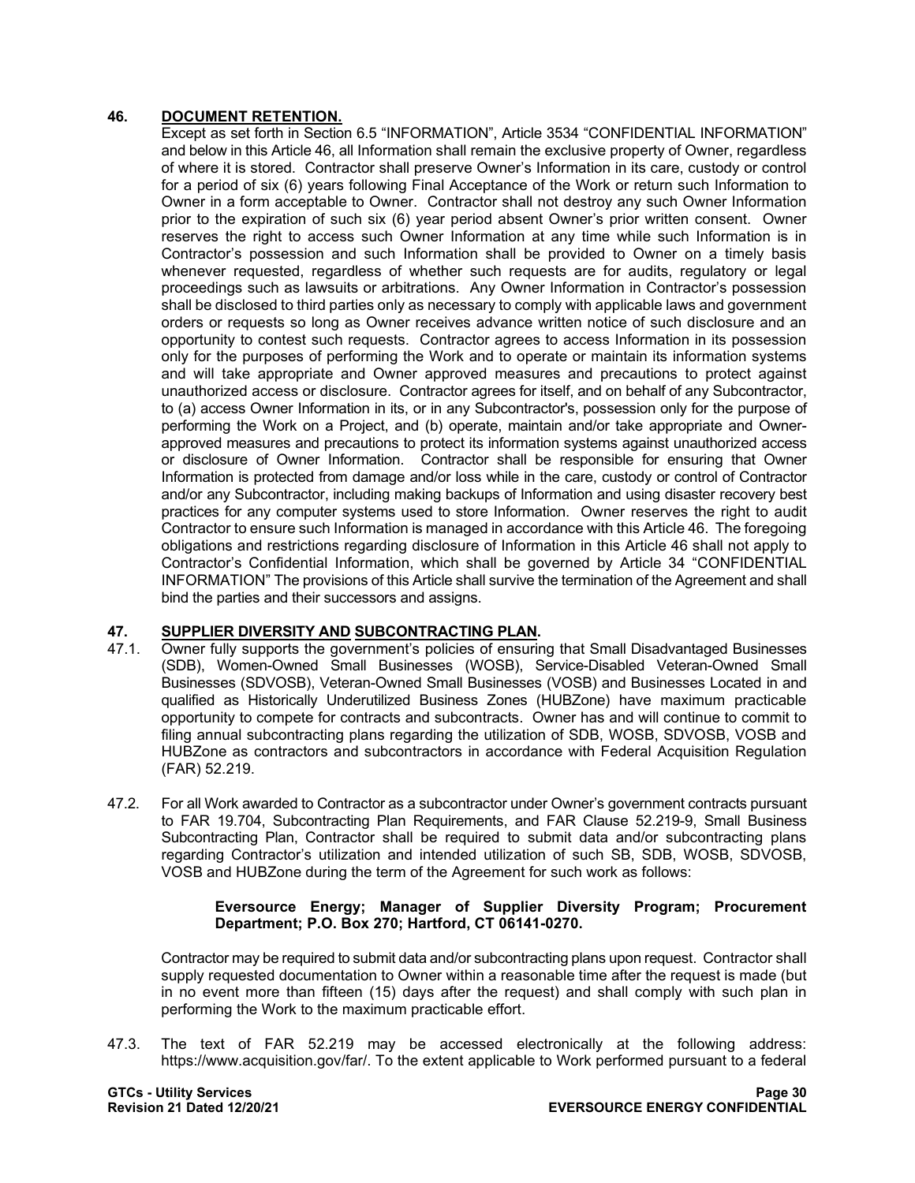## 46. DOCUMENT RETENTION.

Except as set forth in Section 6.5 "INFORMATION", Article 3534 "CONFIDENTIAL INFORMATION" and below in this Article 46, all Information shall remain the exclusive property of Owner, regardless of where it is stored. Contractor shall preserve Owner's Information in its care, custody or control for a period of six (6) years following Final Acceptance of the Work or return such Information to Owner in a form acceptable to Owner. Contractor shall not destroy any such Owner Information prior to the expiration of such six (6) year period absent Owner's prior written consent. Owner reserves the right to access such Owner Information at any time while such Information is in Contractor's possession and such Information shall be provided to Owner on a timely basis whenever requested, regardless of whether such requests are for audits, regulatory or legal proceedings such as lawsuits or arbitrations. Any Owner Information in Contractor's possession shall be disclosed to third parties only as necessary to comply with applicable laws and government orders or requests so long as Owner receives advance written notice of such disclosure and an opportunity to contest such requests. Contractor agrees to access Information in its possession only for the purposes of performing the Work and to operate or maintain its information systems and will take appropriate and Owner approved measures and precautions to protect against unauthorized access or disclosure. Contractor agrees for itself, and on behalf of any Subcontractor, to (a) access Owner Information in its, or in any Subcontractor's, possession only for the purpose of performing the Work on a Project, and (b) operate, maintain and/or take appropriate and Owner-approved measures and precautions to protect its information systems against unauthorized access or disclosure of Owner Information. Contractor shall be responsible for ensuring that Owner Information is protected from damage and/or loss while in the care, custody or control of Contractor and/or any Subcontractor, including making backups of Information and using disaster recovery best practices for any computer systems used to store Information. Owner reserves the right to audit Contractor to ensure such Information is managed in accordance with this Article 46. The foregoing obligations and restrictions regarding disclosure of Information in this Article 46 shall not apply to Contractor's Confidential Information, which shall be governed by Article 34 "CONFIDENTIAL INFORMATION" The provisions of this Article shall survive the termination of the Agreement and shall bind the parties and their successors and assigns.

## 47. SUPPLIER DIVERSITY AND SUBCONTRACTING PLAN.

47.1. Owner fully supports the government's policies of ensuring that Small Disadvantaged Businesses (SDB), Women-Owned Small Businesses (WOSB), Service-Disabled Veteran-Owned Small Businesses (SDVOSB), Veteran-Owned Small Businesses (VOSB) and Businesses Located in and qualified as Historically Underutilized Business Zones (HUBZone) have maximum practicable opportunity to compete for contracts and subcontracts. Owner has and will continue to commit to filing annual subcontracting plans regarding the utilization of SDB, WOSB, SDVOSB, VOSB and HUBZone as contractors and subcontractors in accordance with Federal Acquisition Regulation (FAR) 52.219.

47.2. For all Work awarded to Contractor as a subcontractor under Owner's government contracts pursuant to FAR 19.704, Subcontracting Plan Requirements, and FAR Clause 52.219-9, Small Business Subcontracting Plan, Contractor shall be required to submit data and/or subcontracting plans regarding Contractor's utilization and intended utilization of such SB, SDB, WOSB, SDVOSB, VOSB and HUBZone during the term of the Agreement for such work as follows:

> **Eversource Energy; Manager of Supplier Diversity Program; Procurement Department; P.O. Box 270; Hartford, CT 06141-0270.**

Contractor may be required to submit data and/or subcontracting plans upon request. Contractor shall supply requested documentation to Owner within a reasonable time after the request is made (but in no event more than fifteen (15) days after the request) and shall comply with such plan in performing the Work to the maximum practicable effort.

47.3. The text of FAR 52.219 may be accessed electronically at the following address: https://www.acquisition.gov/far/. To the extent applicable to Work performed pursuant to a federal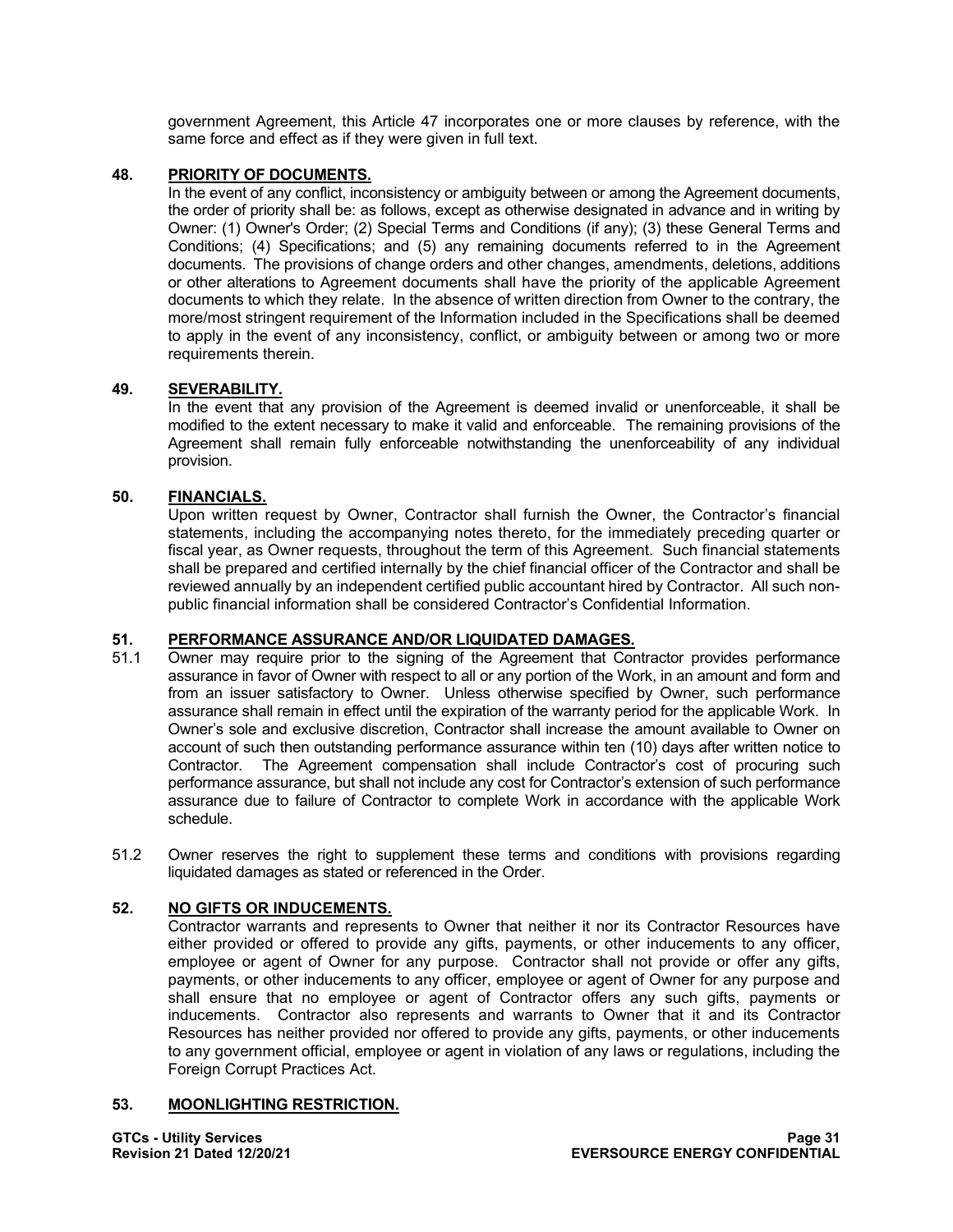government Agreement, this Article 47 incorporates one or more clauses by reference, with the same force and effect as if they were given in full text.

**48. PRIORITY OF DOCUMENTS.**

In the event of any conflict, inconsistency or ambiguity between or among the Agreement documents, the order of priority shall be: as follows, except as otherwise designated in advance and in writing by Owner: (1) Owner's Order; (2) Special Terms and Conditions (if any); (3) these General Terms and Conditions; (4) Specifications; and (5) any remaining documents referred to in the Agreement documents. The provisions of change orders and other changes, amendments, deletions, additions or other alterations to Agreement documents shall have the priority of the applicable Agreement documents to which they relate. In the absence of written direction from Owner to the contrary, the more/most stringent requirement of the Information included in the Specifications shall be deemed to apply in the event of any inconsistency, conflict, or ambiguity between or among two or more requirements therein.

**49. SEVERABILITY.**

In the event that any provision of the Agreement is deemed invalid or unenforceable, it shall be modified to the extent necessary to make it valid and enforceable. The remaining provisions of the Agreement shall remain fully enforceable notwithstanding the unenforceability of any individual provision.

**50. FINANCIALS.**

Upon written request by Owner, Contractor shall furnish the Owner, the Contractor's financial statements, including the accompanying notes thereto, for the immediately preceding quarter or fiscal year, as Owner requests, throughout the term of this Agreement. Such financial statements shall be prepared and certified internally by the chief financial officer of the Contractor and shall be reviewed annually by an independent certified public accountant hired by Contractor. All such non-public financial information shall be considered Contractor's Confidential Information.

**51. PERFORMANCE ASSURANCE AND/OR LIQUIDATED DAMAGES.**

51.1 Owner may require prior to the signing of the Agreement that Contractor provides performance assurance in favor of Owner with respect to all or any portion of the Work, in an amount and form and from an issuer satisfactory to Owner. Unless otherwise specified by Owner, such performance assurance shall remain in effect until the expiration of the warranty period for the applicable Work. In Owner's sole and exclusive discretion, Contractor shall increase the amount available to Owner on account of such then outstanding performance assurance within ten (10) days after written notice to Contractor. The Agreement compensation shall include Contractor's cost of procuring such performance assurance, but shall not include any cost for Contractor's extension of such performance assurance due to failure of Contractor to complete Work in accordance with the applicable Work schedule.

51.2 Owner reserves the right to supplement these terms and conditions with provisions regarding liquidated damages as stated or referenced in the Order.

**52. NO GIFTS OR INDUCEMENTS.**

Contractor warrants and represents to Owner that neither it nor its Contractor Resources have either provided or offered to provide any gifts, payments, or other inducements to any officer, employee or agent of Owner for any purpose. Contractor shall not provide or offer any gifts, payments, or other inducements to any officer, employee or agent of Owner for any purpose and shall ensure that no employee or agent of Contractor offers any such gifts, payments or inducements. Contractor also represents and warrants to Owner that it and its Contractor Resources has neither provided nor offered to provide any gifts, payments, or other inducements to any government official, employee or agent in violation of any laws or regulations, including the Foreign Corrupt Practices Act.

**53. MOONLIGHTING RESTRICTION.**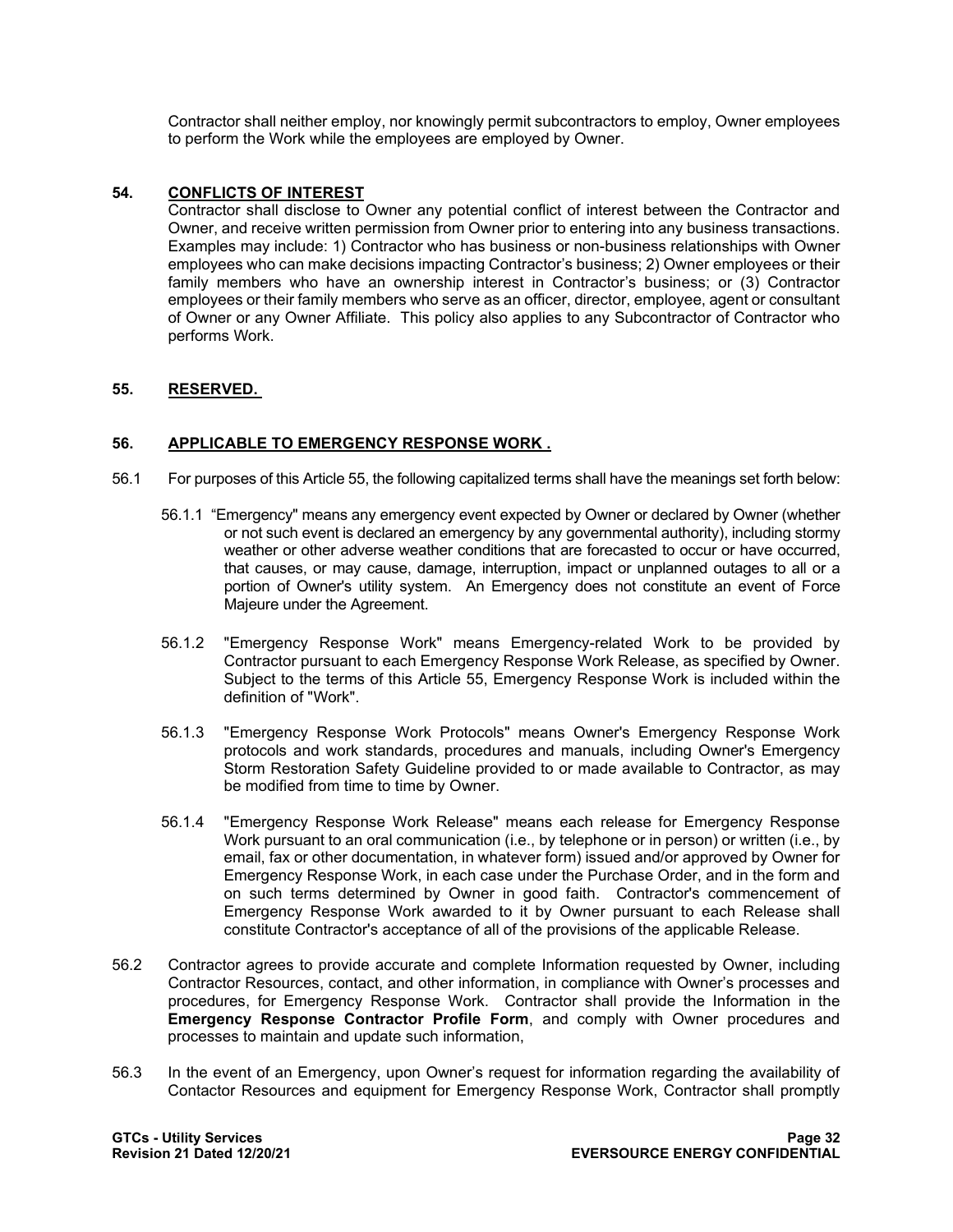Contractor shall neither employ, nor knowingly permit subcontractors to employ, Owner employees to perform the Work while the employees are employed by Owner.

## 54. CONFLICTS OF INTEREST

Contractor shall disclose to Owner any potential conflict of interest between the Contractor and Owner, and receive written permission from Owner prior to entering into any business transactions. Examples may include: 1) Contractor who has business or non-business relationships with Owner employees who can make decisions impacting Contractor's business; 2) Owner employees or their family members who have an ownership interest in Contractor's business; or (3) Contractor employees or their family members who serve as an officer, director, employee, agent or consultant of Owner or any Owner Affiliate. This policy also applies to any Subcontractor of Contractor who performs Work.

## 55. RESERVED.

## 56. APPLICABLE TO EMERGENCY RESPONSE WORK .

56.1 For purposes of this Article 55, the following capitalized terms shall have the meanings set forth below:

56.1.1 "Emergency" means any emergency event expected by Owner or declared by Owner (whether or not such event is declared an emergency by any governmental authority), including stormy weather or other adverse weather conditions that are forecasted to occur or have occurred, that causes, or may cause, damage, interruption, impact or unplanned outages to all or a portion of Owner's utility system. An Emergency does not constitute an event of Force Majeure under the Agreement.

56.1.2 "Emergency Response Work" means Emergency-related Work to be provided by Contractor pursuant to each Emergency Response Work Release, as specified by Owner. Subject to the terms of this Article 55, Emergency Response Work is included within the definition of "Work".

56.1.3 "Emergency Response Work Protocols" means Owner's Emergency Response Work protocols and work standards, procedures and manuals, including Owner's Emergency Storm Restoration Safety Guideline provided to or made available to Contractor, as may be modified from time to time by Owner.

56.1.4 "Emergency Response Work Release" means each release for Emergency Response Work pursuant to an oral communication (i.e., by telephone or in person) or written (i.e., by email, fax or other documentation, in whatever form) issued and/or approved by Owner for Emergency Response Work, in each case under the Purchase Order, and in the form and on such terms determined by Owner in good faith. Contractor's commencement of Emergency Response Work awarded to it by Owner pursuant to each Release shall constitute Contractor's acceptance of all of the provisions of the applicable Release.

56.2 Contractor agrees to provide accurate and complete Information requested by Owner, including Contractor Resources, contact, and other information, in compliance with Owner's processes and procedures, for Emergency Response Work. Contractor shall provide the Information in the **Emergency Response Contractor Profile Form**, and comply with Owner procedures and processes to maintain and update such information,

56.3 In the event of an Emergency, upon Owner's request for information regarding the availability of Contactor Resources and equipment for Emergency Response Work, Contractor shall promptly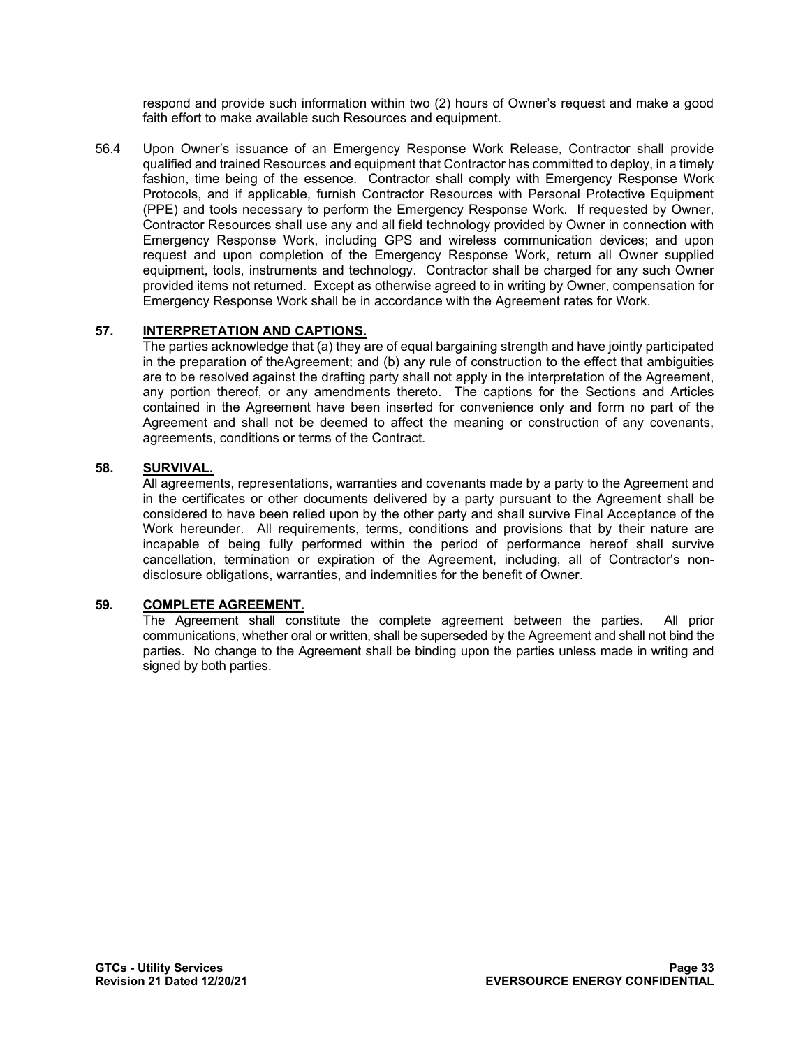respond and provide such information within two (2) hours of Owner's request and make a good faith effort to make available such Resources and equipment.

56.4 Upon Owner's issuance of an Emergency Response Work Release, Contractor shall provide qualified and trained Resources and equipment that Contractor has committed to deploy, in a timely fashion, time being of the essence. Contractor shall comply with Emergency Response Work Protocols, and if applicable, furnish Contractor Resources with Personal Protective Equipment (PPE) and tools necessary to perform the Emergency Response Work. If requested by Owner, Contractor Resources shall use any and all field technology provided by Owner in connection with Emergency Response Work, including GPS and wireless communication devices; and upon request and upon completion of the Emergency Response Work, return all Owner supplied equipment, tools, instruments and technology. Contractor shall be charged for any such Owner provided items not returned. Except as otherwise agreed to in writing by Owner, compensation for Emergency Response Work shall be in accordance with the Agreement rates for Work.

## 57. INTERPRETATION AND CAPTIONS.

The parties acknowledge that (a) they are of equal bargaining strength and have jointly participated in the preparation of theAgreement; and (b) any rule of construction to the effect that ambiguities are to be resolved against the drafting party shall not apply in the interpretation of the Agreement, any portion thereof, or any amendments thereto. The captions for the Sections and Articles contained in the Agreement have been inserted for convenience only and form no part of the Agreement and shall not be deemed to affect the meaning or construction of any covenants, agreements, conditions or terms of the Contract.

## 58. SURVIVAL.

All agreements, representations, warranties and covenants made by a party to the Agreement and in the certificates or other documents delivered by a party pursuant to the Agreement shall be considered to have been relied upon by the other party and shall survive Final Acceptance of the Work hereunder. All requirements, terms, conditions and provisions that by their nature are incapable of being fully performed within the period of performance hereof shall survive cancellation, termination or expiration of the Agreement, including, all of Contractor's non-disclosure obligations, warranties, and indemnities for the benefit of Owner.

## 59. COMPLETE AGREEMENT.

The Agreement shall constitute the complete agreement between the parties. All prior communications, whether oral or written, shall be superseded by the Agreement and shall not bind the parties. No change to the Agreement shall be binding upon the parties unless made in writing and signed by both parties.